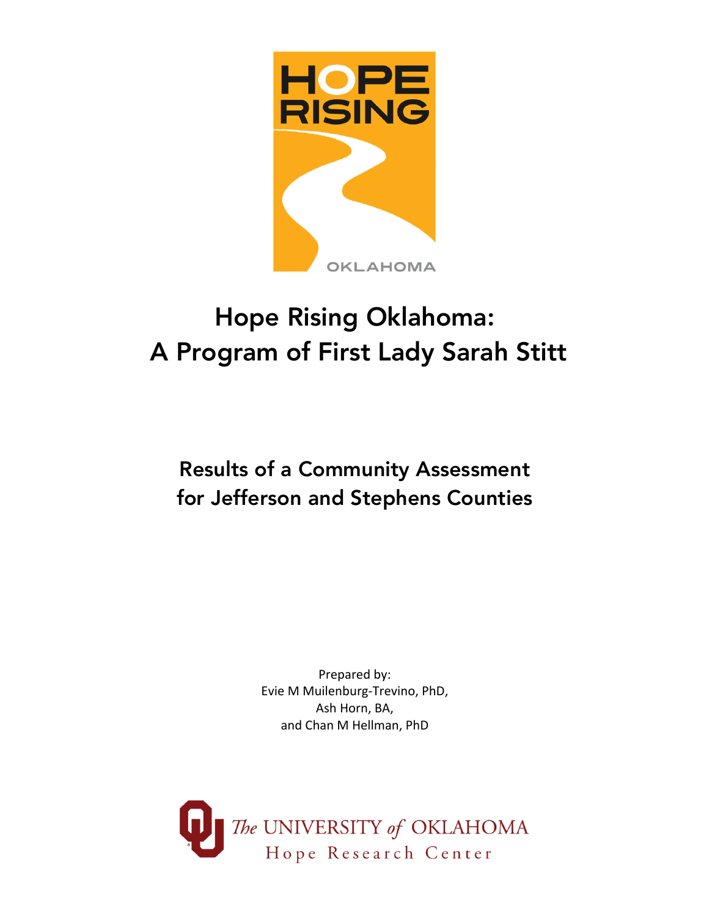HOPE RISING

OKLAHOMA

# Hope Rising Oklahoma: A Program of First Lady Sarah Stitt

## Results of a Community Assessment for Jefferson and Stephens Counties

Prepared by:
Evie M Muilenburg-Trevino, PhD,
Ash Horn, BA,
and Chan M Hellman, PhD

The UNIVERSITY of OKLAHOMA
Hope Research Center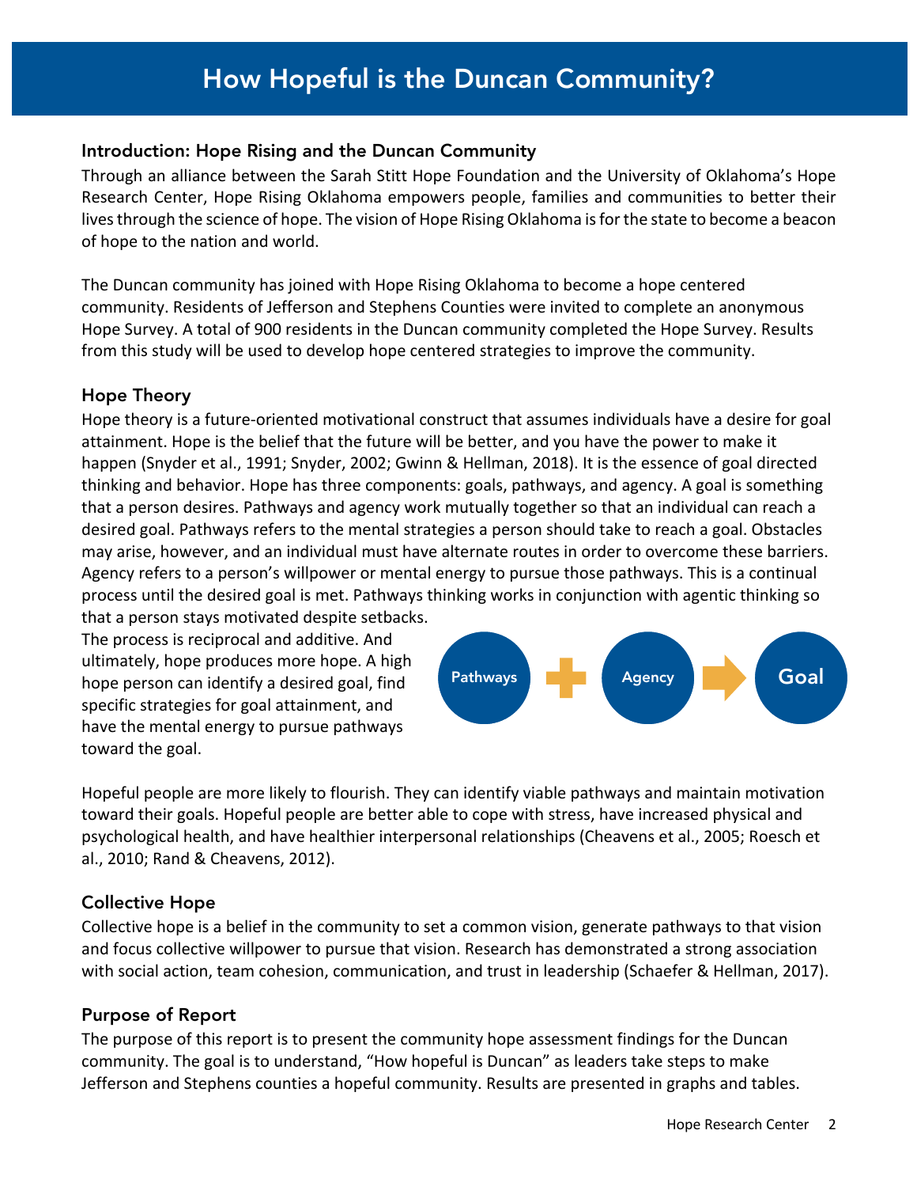# How Hopeful is the Duncan Community?

## Introduction: Hope Rising and the Duncan Community

Through an alliance between the Sarah Stitt Hope Foundation and the University of Oklahoma's Hope Research Center, Hope Rising Oklahoma empowers people, families and communities to better their lives through the science of hope. The vision of Hope Rising Oklahoma is for the state to become a beacon of hope to the nation and world.

The Duncan community has joined with Hope Rising Oklahoma to become a hope centered community. Residents of Jefferson and Stephens Counties were invited to complete an anonymous Hope Survey. A total of 900 residents in the Duncan community completed the Hope Survey. Results from this study will be used to develop hope centered strategies to improve the community.

## Hope Theory

Hope theory is a future-oriented motivational construct that assumes individuals have a desire for goal attainment. Hope is the belief that the future will be better, and you have the power to make it happen (Snyder et al., 1991; Snyder, 2002; Gwinn & Hellman, 2018). It is the essence of goal directed thinking and behavior. Hope has three components: goals, pathways, and agency. A goal is something that a person desires. Pathways and agency work mutually together so that an individual can reach a desired goal. Pathways refers to the mental strategies a person should take to reach a goal. Obstacles may arise, however, and an individual must have alternate routes in order to overcome these barriers. Agency refers to a person's willpower or mental energy to pursue those pathways. This is a continual process until the desired goal is met. Pathways thinking works in conjunction with agentic thinking so that a person stays motivated despite setbacks. The process is reciprocal and additive. And ultimately, hope produces more hope. A high hope person can identify a desired goal, find specific strategies for goal attainment, and have the mental energy to pursue pathways toward the goal.

Pathways + Agency → Goal

Hopeful people are more likely to flourish. They can identify viable pathways and maintain motivation toward their goals. Hopeful people are better able to cope with stress, have increased physical and psychological health, and have healthier interpersonal relationships (Cheavens et al., 2005; Roesch et al., 2010; Rand & Cheavens, 2012).

## Collective Hope

Collective hope is a belief in the community to set a common vision, generate pathways to that vision and focus collective willpower to pursue that vision. Research has demonstrated a strong association with social action, team cohesion, communication, and trust in leadership (Schaefer & Hellman, 2017).

## Purpose of Report

The purpose of this report is to present the community hope assessment findings for the Duncan community. The goal is to understand, "How hopeful is Duncan" as leaders take steps to make Jefferson and Stephens counties a hopeful community. Results are presented in graphs and tables.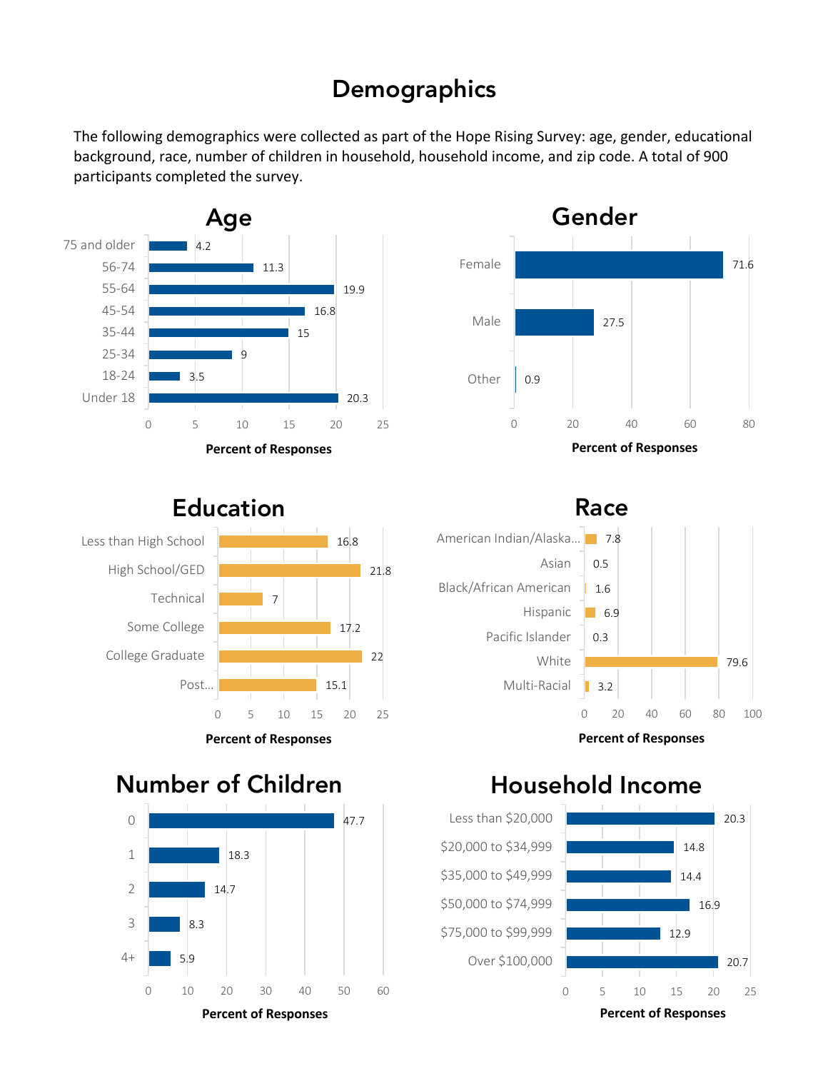# Demographics

The following demographics were collected as part of the Hope Rising Survey: age, gender, educational background, race, number of children in household, household income, and zip code. A total of 900 participants completed the survey.

## Age

| Age | Percent of Responses |
| --- | --- |
| 75 and older | 4.2 |
| 56-74 | 11.3 |
| 55-64 | 19.9 |
| 45-54 | 16.8 |
| 35-44 | 15 |
| 25-34 | 9 |
| 18-24 | 3.5 |
| Under 18 | 20.3 |

## Gender

| Gender | Percent of Responses |
| --- | --- |
| Female | 71.6 |
| Male | 27.5 |
| Other | 0.9 |

## Education

| Education | Percent of Responses |
| --- | --- |
| Less than High School | 16.8 |
| High School/GED | 21.8 |
| Technical | 7 |
| Some College | 17.2 |
| College Graduate | 22 |
| Post... | 15.1 |

## Race

| Race | Percent of Responses |
| --- | --- |
| American Indian/Alaska... | 7.8 |
| Asian | 0.5 |
| Black/African American | 1.6 |
| Hispanic | 6.9 |
| Pacific Islander | 0.3 |
| White | 79.6 |
| Multi-Racial | 3.2 |

## Number of Children

| Number of Children | Percent of Responses |
| --- | --- |
| 0 | 47.7 |
| 1 | 18.3 |
| 2 | 14.7 |
| 3 | 8.3 |
| 4+ | 5.9 |

## Household Income

| Household Income | Percent of Responses |
| --- | --- |
| Less than $20,000 | 20.3 |
| $20,000 to $34,999 | 14.8 |
| $35,000 to $49,999 | 14.4 |
| $50,000 to $74,999 | 16.9 |
| $75,000 to $99,999 | 12.9 |
| Over $100,000 | 20.7 |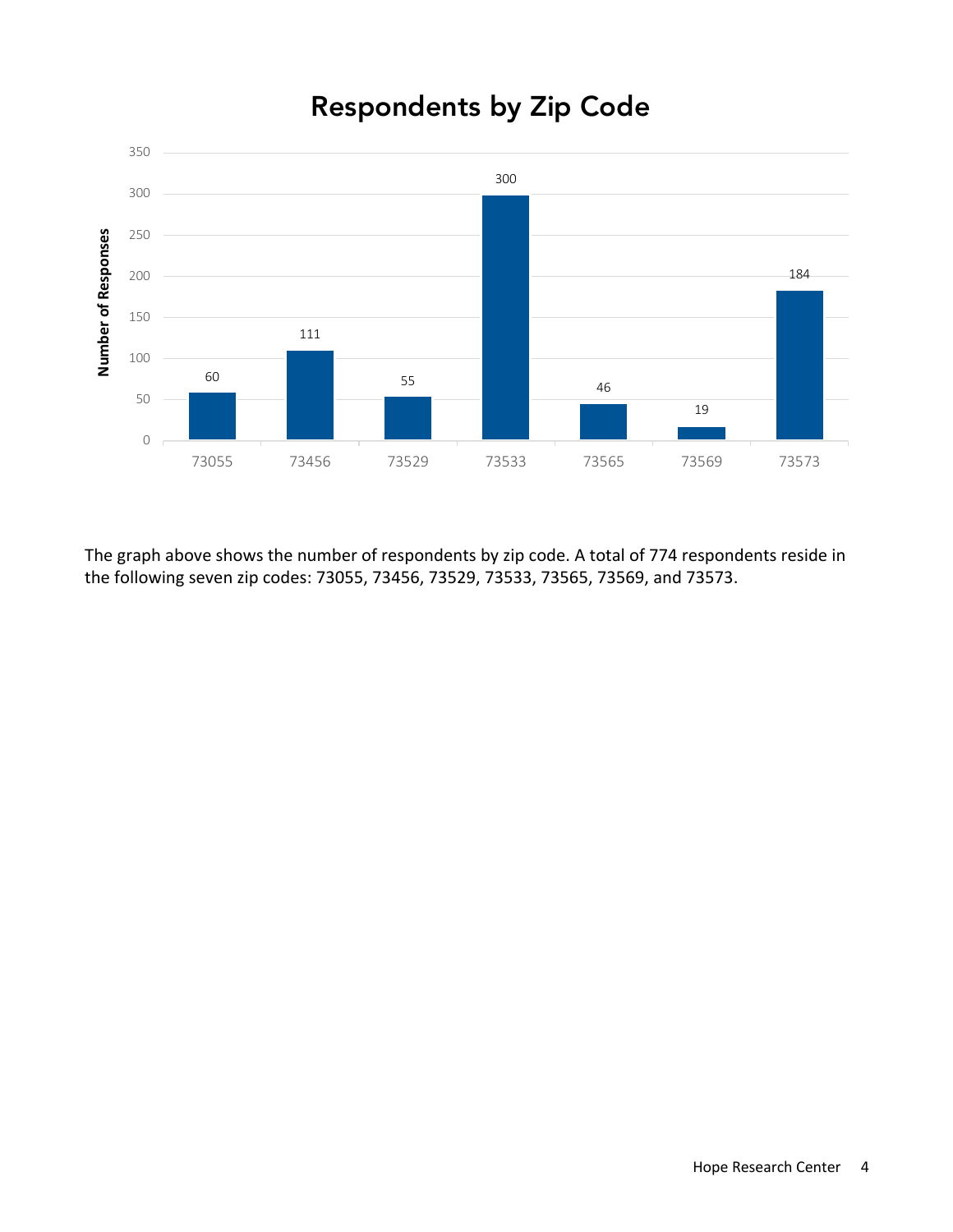## Respondents by Zip Code

| Zip Code | Number of Responses |
|---|---|
| 73055 | 60 |
| 73456 | 111 |
| 73529 | 55 |
| 73533 | 300 |
| 73565 | 46 |
| 73569 | 19 |
| 73573 | 184 |

The graph above shows the number of respondents by zip code. A total of 774 respondents reside in the following seven zip codes: 73055, 73456, 73529, 73533, 73565, 73569, and 73573.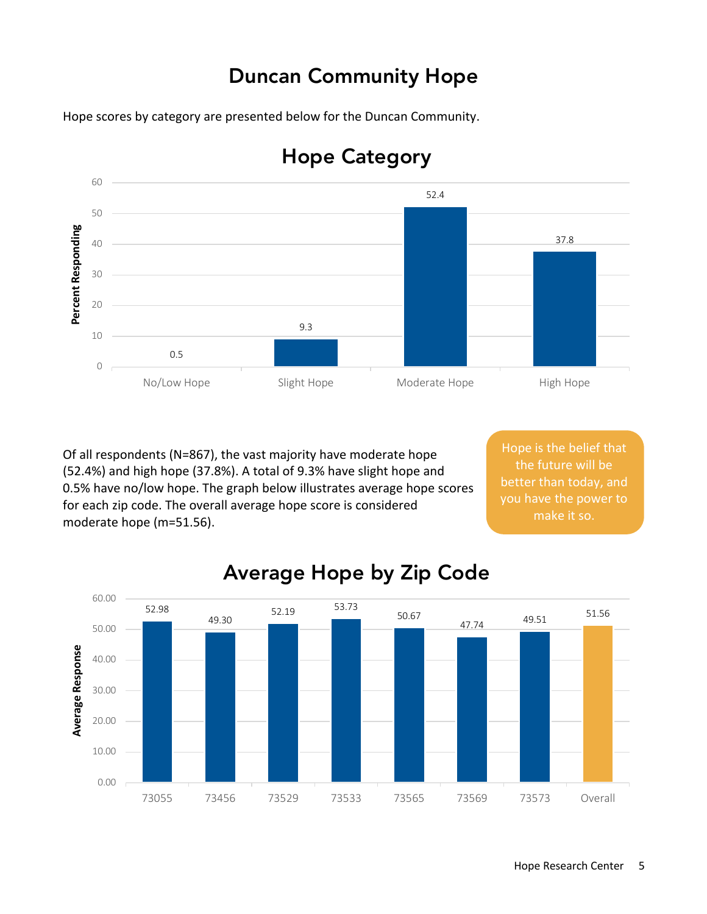# Duncan Community Hope

Hope scores by category are presented below for the Duncan Community.

## Hope Category

| Category | Percent Responding |
|---|---|
| No/Low Hope | 0.5 |
| Slight Hope | 9.3 |
| Moderate Hope | 52.4 |
| High Hope | 37.8 |

Of all respondents (N=867), the vast majority have moderate hope (52.4%) and high hope (37.8%). A total of 9.3% have slight hope and 0.5% have no/low hope. The graph below illustrates average hope scores for each zip code. The overall average hope score is considered moderate hope (m=51.56).

Hope is the belief that the future will be better than today, and you have the power to make it so.

## Average Hope by Zip Code

| Zip Code | Average Response |
|---|---|
| 73055 | 52.98 |
| 73456 | 49.30 |
| 73529 | 52.19 |
| 73533 | 53.73 |
| 73565 | 50.67 |
| 73569 | 47.74 |
| 73573 | 49.51 |
| Overall | 51.56 |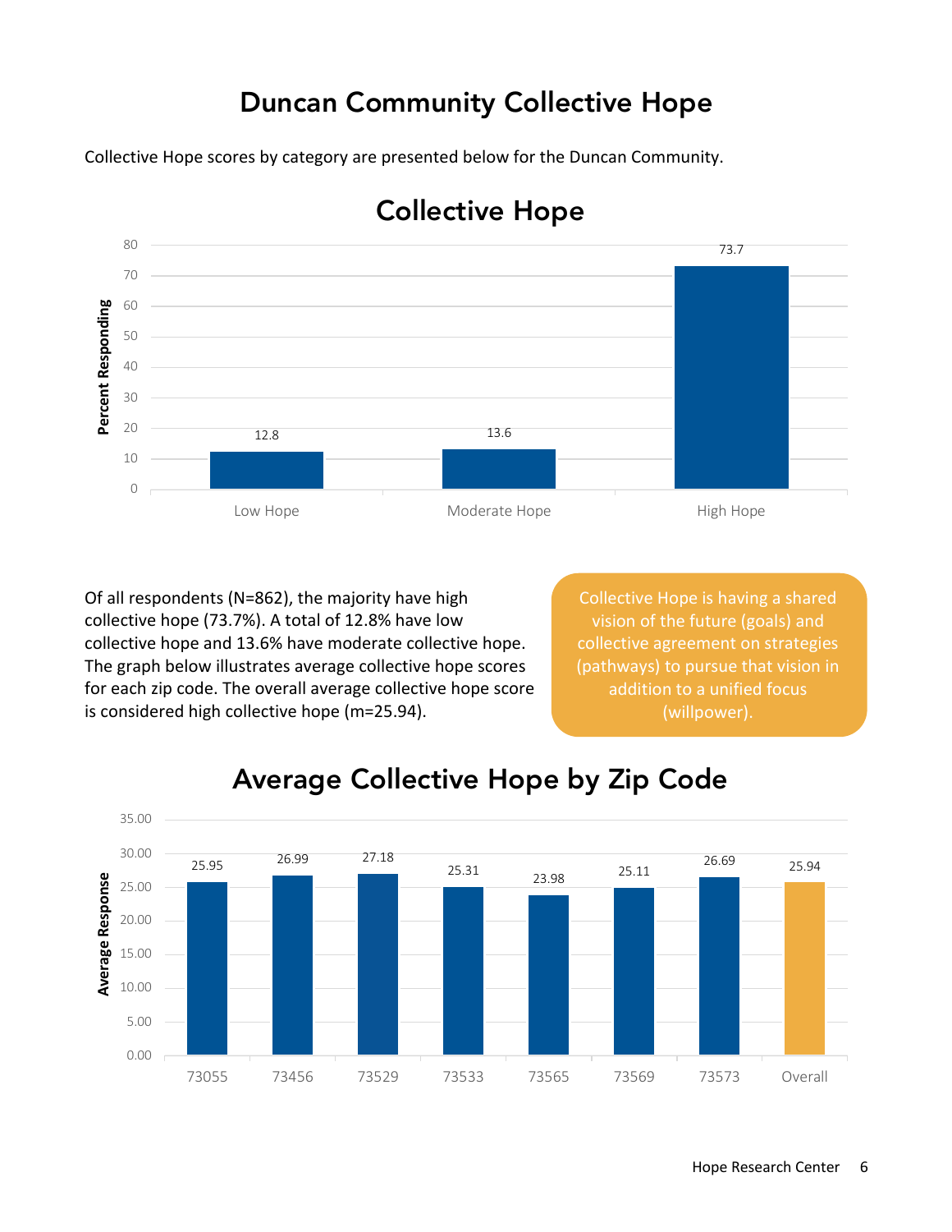# Duncan Community Collective Hope

Collective Hope scores by category are presented below for the Duncan Community.

## Collective Hope

| Category | Percent Responding |
|---|---|
| Low Hope | 12.8 |
| Moderate Hope | 13.6 |
| High Hope | 73.7 |

Of all respondents (N=862), the majority have high collective hope (73.7%). A total of 12.8% have low collective hope and 13.6% have moderate collective hope. The graph below illustrates average collective hope scores for each zip code. The overall average collective hope score is considered high collective hope (m=25.94).

> Collective Hope is having a shared vision of the future (goals) and collective agreement on strategies (pathways) to pursue that vision in addition to a unified focus (willpower).

## Average Collective Hope by Zip Code

| Zip Code | Average Response |
|---|---|
| 73055 | 25.95 |
| 73456 | 26.99 |
| 73529 | 27.18 |
| 73533 | 25.31 |
| 73565 | 23.98 |
| 73569 | 25.11 |
| 73573 | 26.69 |
| Overall | 25.94 |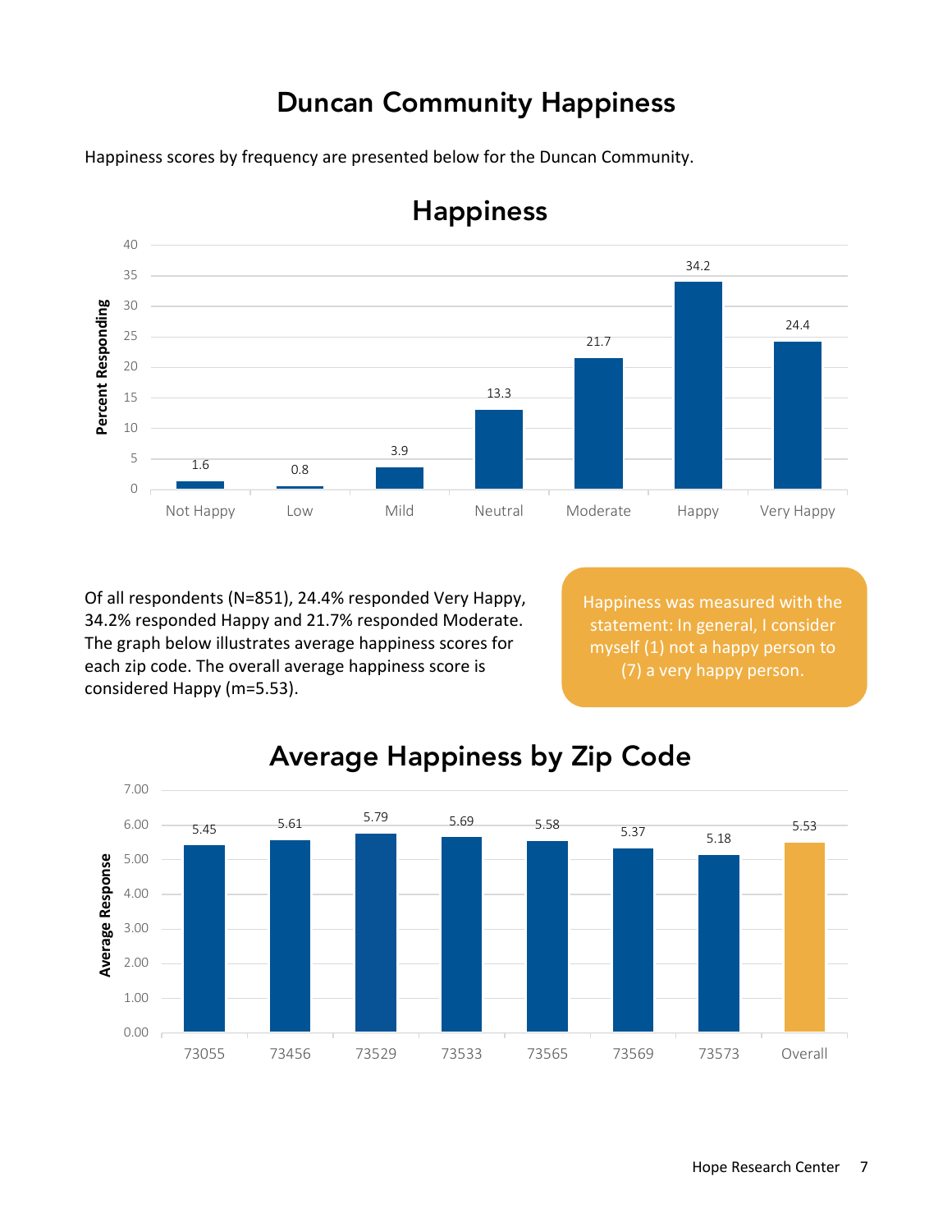# Duncan Community Happiness

Happiness scores by frequency are presented below for the Duncan Community.

## Happiness

| Response | Percent Responding |
|---|---|
| Not Happy | 1.6 |
| Low | 0.8 |
| Mild | 3.9 |
| Neutral | 13.3 |
| Moderate | 21.7 |
| Happy | 34.2 |
| Very Happy | 24.4 |

Of all respondents (N=851), 24.4% responded Very Happy, 34.2% responded Happy and 21.7% responded Moderate. The graph below illustrates average happiness scores for each zip code. The overall average happiness score is considered Happy (m=5.53).

Happiness was measured with the statement: In general, I consider myself (1) not a happy person to (7) a very happy person.

## Average Happiness by Zip Code

| Zip Code | Average Response |
|---|---|
| 73055 | 5.45 |
| 73456 | 5.61 |
| 73529 | 5.79 |
| 73533 | 5.69 |
| 73565 | 5.58 |
| 73569 | 5.37 |
| 73573 | 5.18 |
| Overall | 5.53 |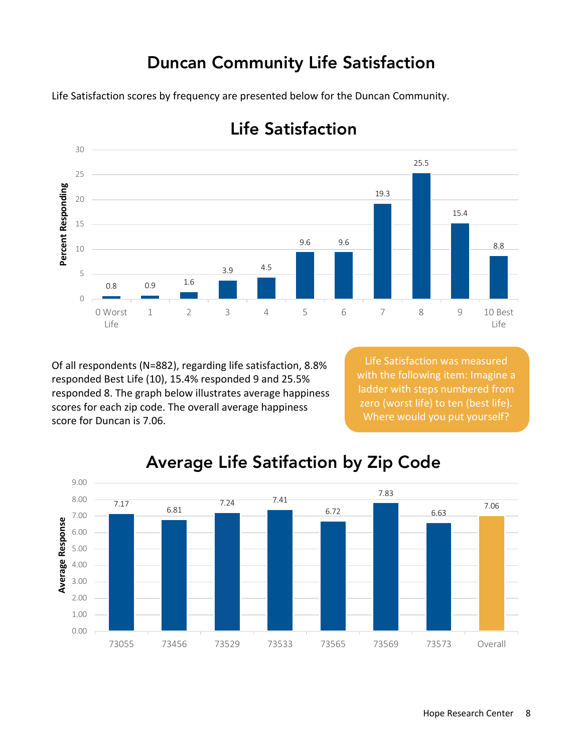# Duncan Community Life Satisfaction

Life Satisfaction scores by frequency are presented below for the Duncan Community.

## Life Satisfaction

| Response | Percent Responding |
|---|---|
| 0 Worst Life | 0.8 |
| 1 | 0.9 |
| 2 | 1.6 |
| 3 | 3.9 |
| 4 | 4.5 |
| 5 | 9.6 |
| 6 | 9.6 |
| 7 | 19.3 |
| 8 | 25.5 |
| 9 | 15.4 |
| 10 Best Life | 8.8 |

Of all respondents (N=882), regarding life satisfaction, 8.8% responded Best Life (10), 15.4% responded 9 and 25.5% responded 8. The graph below illustrates average happiness scores for each zip code. The overall average happiness score for Duncan is 7.06.

Life Satisfaction was measured with the following item: Imagine a ladder with steps numbered from zero (worst life) to ten (best life). Where would you put yourself?

## Average Life Satifaction by Zip Code

| Zip Code | Average Response |
|---|---|
| 73055 | 7.17 |
| 73456 | 6.81 |
| 73529 | 7.24 |
| 73533 | 7.41 |
| 73565 | 6.72 |
| 73569 | 7.83 |
| 73573 | 6.63 |
| Overall | 7.06 |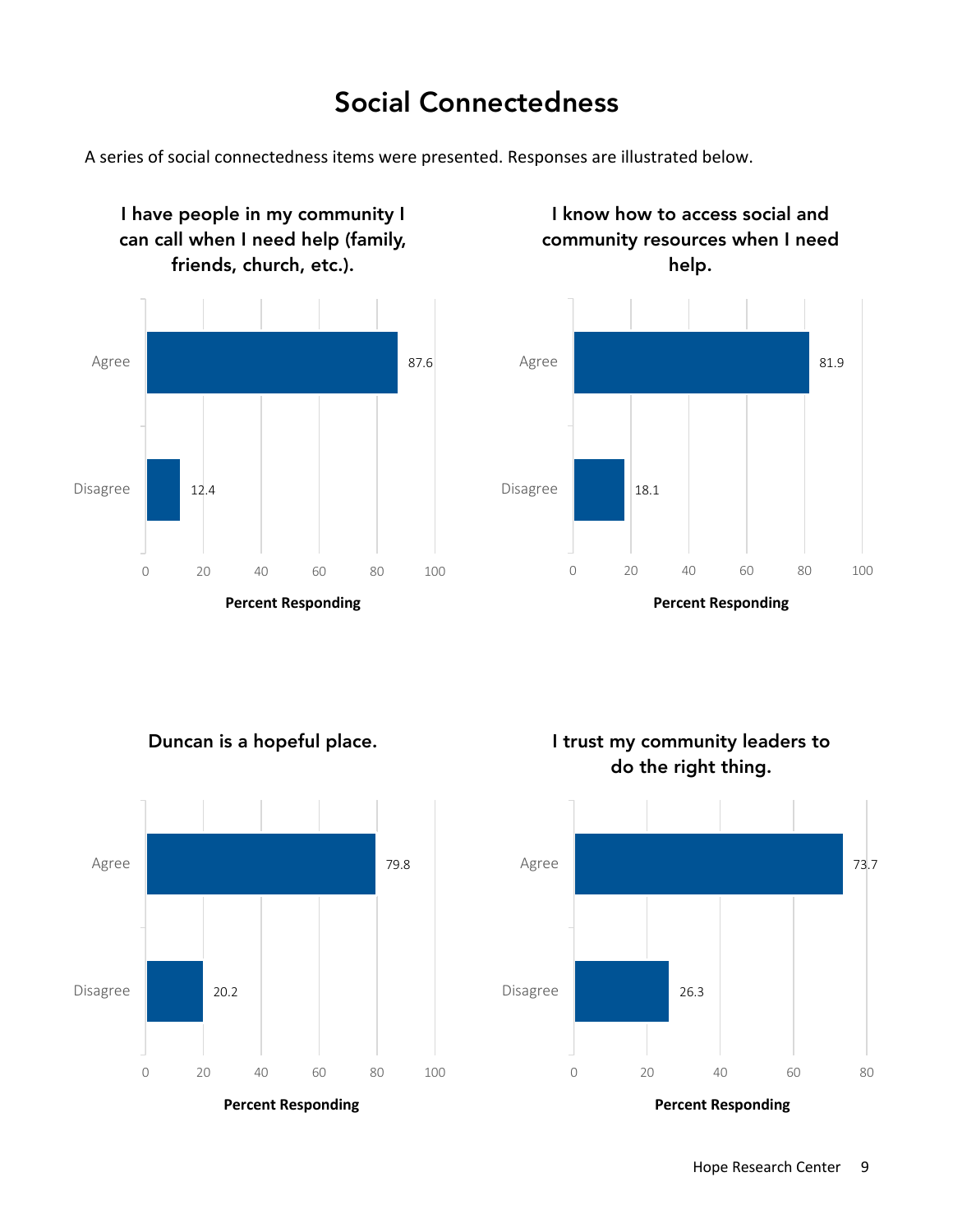# Social Connectedness

A series of social connectedness items were presented. Responses are illustrated below.

### I have people in my community I can call when I need help (family, friends, church, etc.).

| Response | Percent Responding |
|---|---|
| Agree | 87.6 |
| Disagree | 12.4 |

### I know how to access social and community resources when I need help.

| Response | Percent Responding |
|---|---|
| Agree | 81.9 |
| Disagree | 18.1 |

### Duncan is a hopeful place.

| Response | Percent Responding |
|---|---|
| Agree | 79.8 |
| Disagree | 20.2 |

### I trust my community leaders to do the right thing.

| Response | Percent Responding |
|---|---|
| Agree | 73.7 |
| Disagree | 26.3 |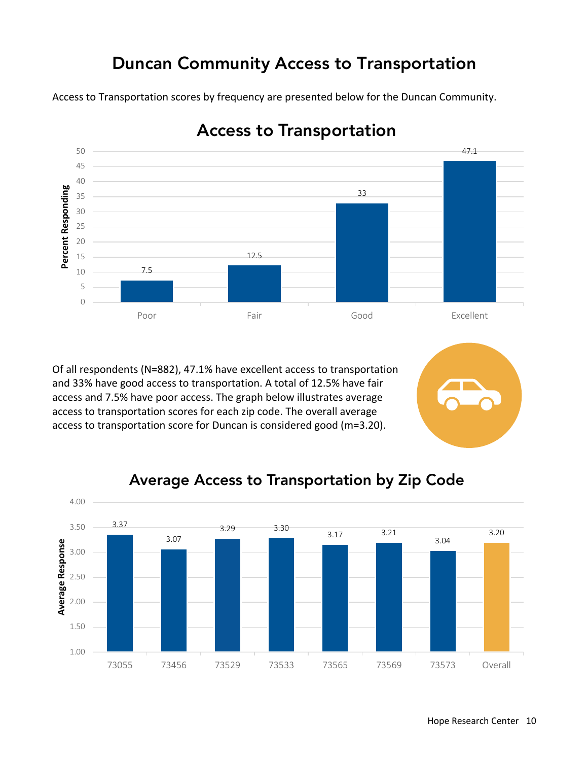# Duncan Community Access to Transportation

Access to Transportation scores by frequency are presented below for the Duncan Community.

## Access to Transportation

| | Poor | Fair | Good | Excellent |
|---|---|---|---|---|
| Percent Responding | 7.5 | 12.5 | 33 | 47.1 |

Of all respondents (N=882), 47.1% have excellent access to transportation and 33% have good access to transportation. A total of 12.5% have fair access and 7.5% have poor access. The graph below illustrates average access to transportation scores for each zip code. The overall average access to transportation score for Duncan is considered good (m=3.20).

## Average Access to Transportation by Zip Code

| | 73055 | 73456 | 73529 | 73533 | 73565 | 73569 | 73573 | Overall |
|---|---|---|---|---|---|---|---|---|
| Average Response | 3.37 | 3.07 | 3.29 | 3.30 | 3.17 | 3.21 | 3.04 | 3.20 |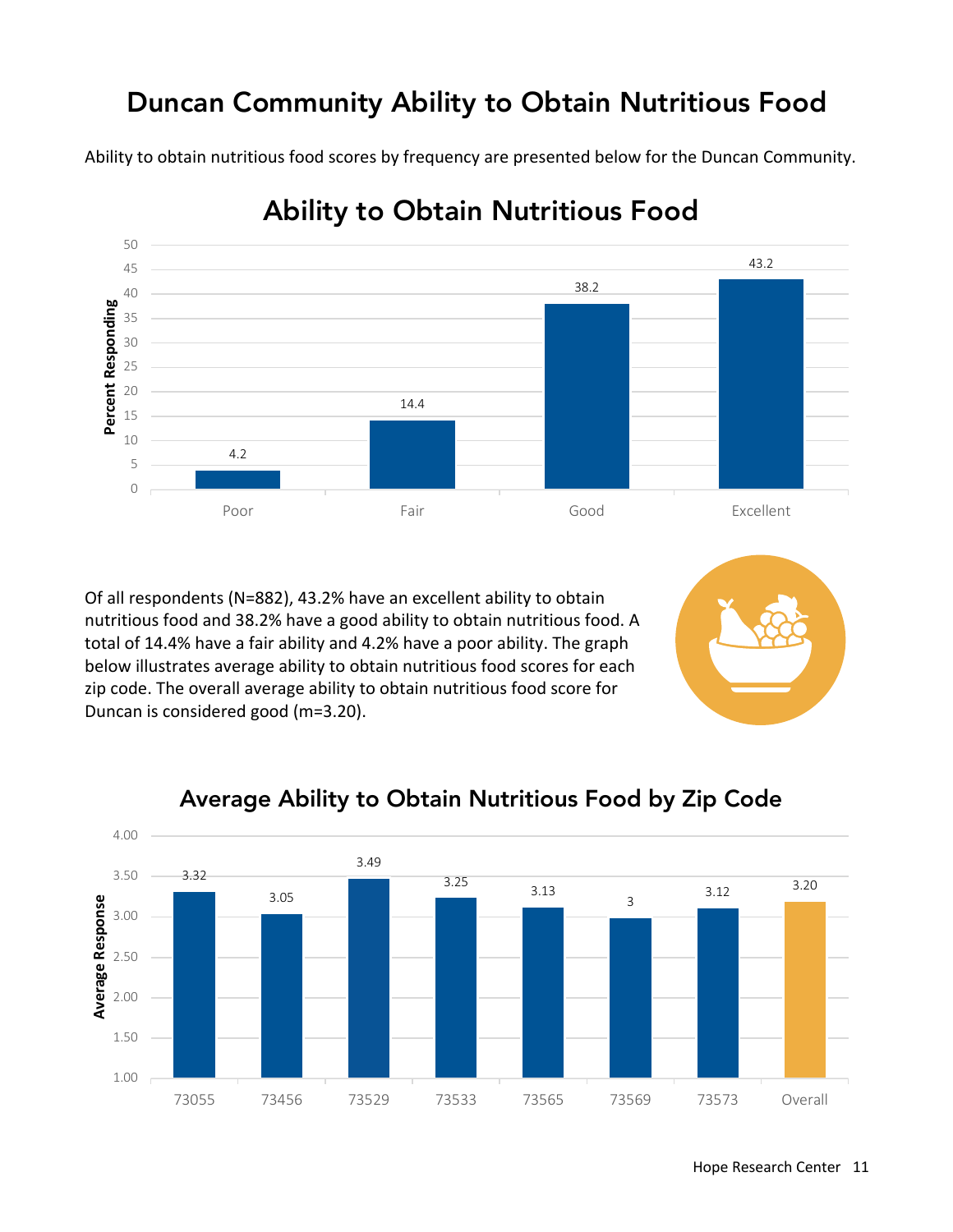# Duncan Community Ability to Obtain Nutritious Food

Ability to obtain nutritious food scores by frequency are presented below for the Duncan Community.

## Ability to Obtain Nutritious Food

| Response | Percent Responding |
|---|---|
| Poor | 4.2 |
| Fair | 14.4 |
| Good | 38.2 |
| Excellent | 43.2 |

Of all respondents (N=882), 43.2% have an excellent ability to obtain nutritious food and 38.2% have a good ability to obtain nutritious food. A total of 14.4% have a fair ability and 4.2% have a poor ability. The graph below illustrates average ability to obtain nutritious food scores for each zip code. The overall average ability to obtain nutritious food score for Duncan is considered good (m=3.20).

## Average Ability to Obtain Nutritious Food by Zip Code

| Zip Code | Average Response |
|---|---|
| 73055 | 3.32 |
| 73456 | 3.05 |
| 73529 | 3.49 |
| 73533 | 3.25 |
| 73565 | 3.13 |
| 73569 | 3 |
| 73573 | 3.12 |
| Overall | 3.20 |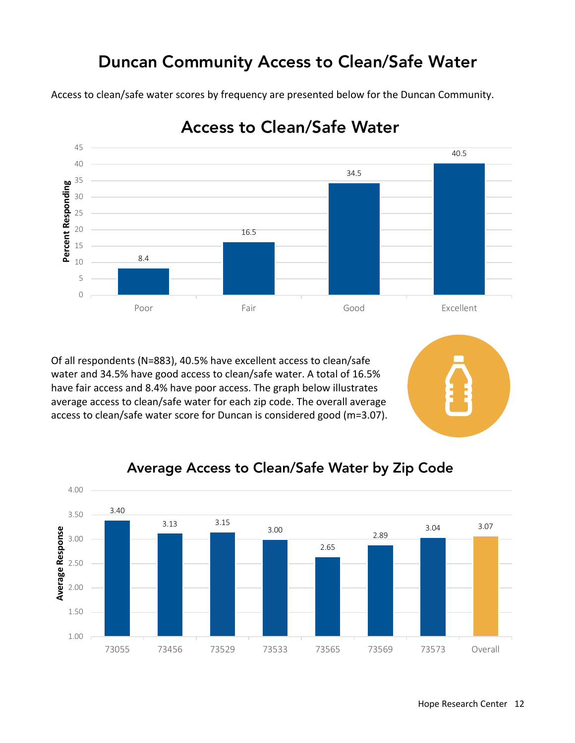# Duncan Community Access to Clean/Safe Water

Access to clean/safe water scores by frequency are presented below for the Duncan Community.

## Access to Clean/Safe Water

| | Poor | Fair | Good | Excellent |
|---|---|---|---|---|
| Percent Responding | 8.4 | 16.5 | 34.5 | 40.5 |

Of all respondents (N=883), 40.5% have excellent access to clean/safe water and 34.5% have good access to clean/safe water. A total of 16.5% have fair access and 8.4% have poor access. The graph below illustrates average access to clean/safe water for each zip code. The overall average access to clean/safe water score for Duncan is considered good (m=3.07).

## Average Access to Clean/Safe Water by Zip Code

| | 73055 | 73456 | 73529 | 73533 | 73565 | 73569 | 73573 | Overall |
|---|---|---|---|---|---|---|---|---|
| Average Response | 3.40 | 3.13 | 3.15 | 3.00 | 2.65 | 2.89 | 3.04 | 3.07 |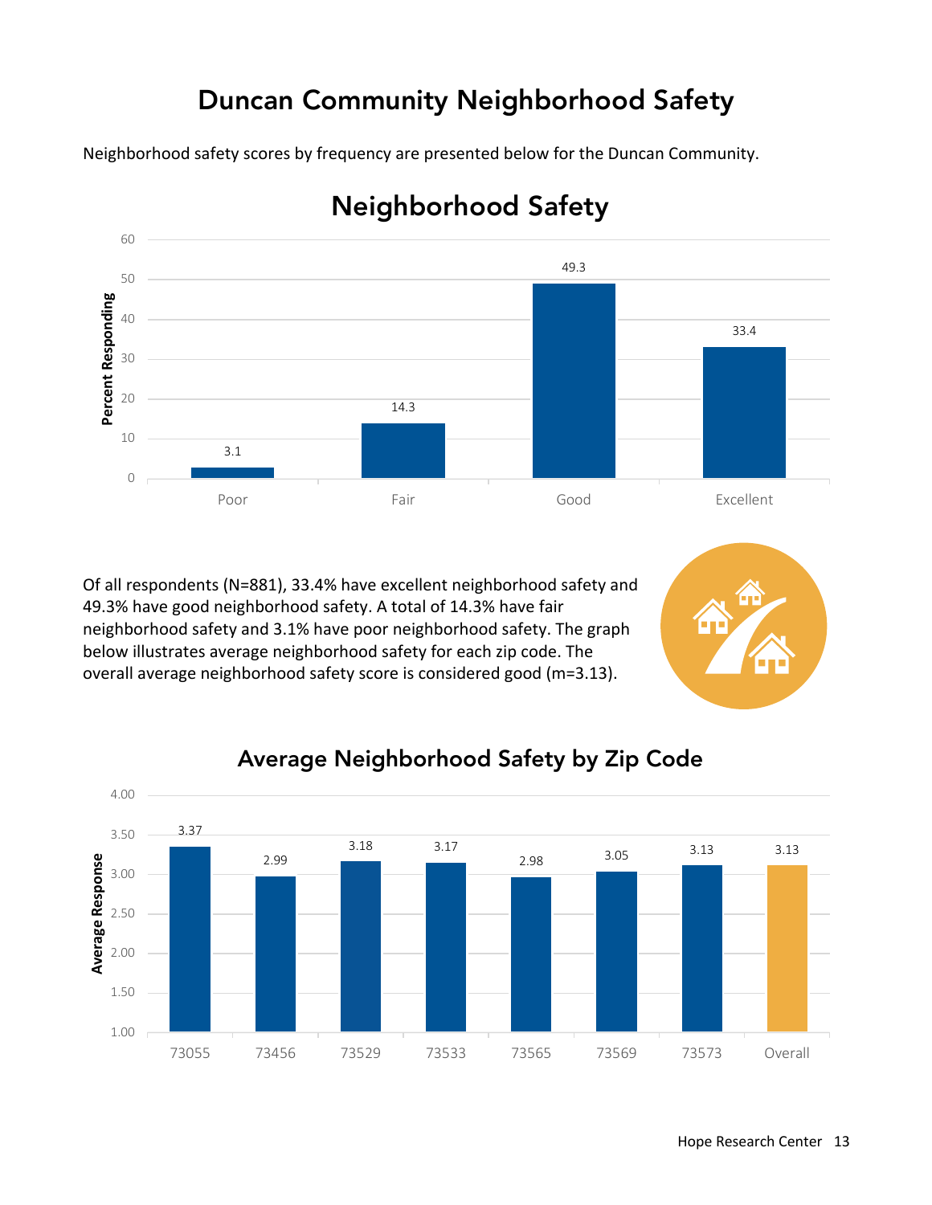# Duncan Community Neighborhood Safety

Neighborhood safety scores by frequency are presented below for the Duncan Community.

## Neighborhood Safety

| Rating | Percent Responding |
|---|---|
| Poor | 3.1 |
| Fair | 14.3 |
| Good | 49.3 |
| Excellent | 33.4 |

Of all respondents (N=881), 33.4% have excellent neighborhood safety and 49.3% have good neighborhood safety. A total of 14.3% have fair neighborhood safety and 3.1% have poor neighborhood safety. The graph below illustrates average neighborhood safety for each zip code. The overall average neighborhood safety score is considered good (m=3.13).

## Average Neighborhood Safety by Zip Code

| Zip Code | Average Response |
|---|---|
| 73055 | 3.37 |
| 73456 | 2.99 |
| 73529 | 3.18 |
| 73533 | 3.17 |
| 73565 | 2.98 |
| 73569 | 3.05 |
| 73573 | 3.13 |
| Overall | 3.13 |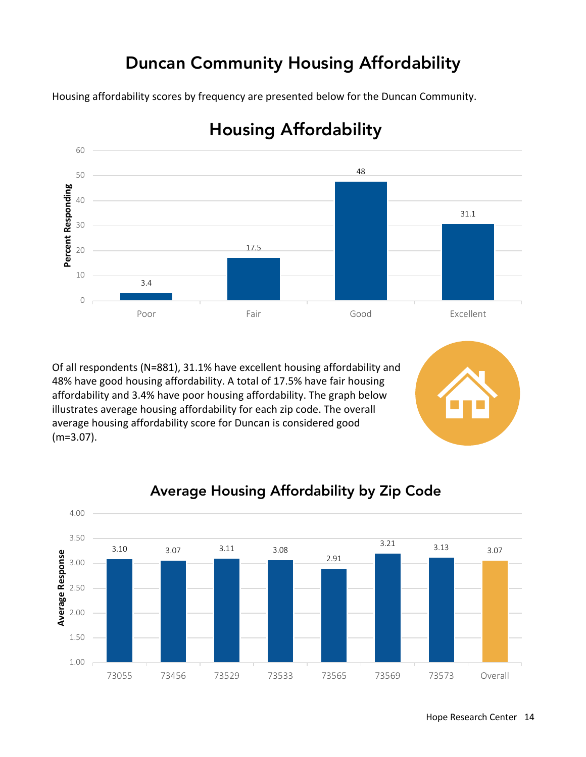# Duncan Community Housing Affordability

Housing affordability scores by frequency are presented below for the Duncan Community.

## Housing Affordability

| | Percent Responding |
|---|---|
| Poor | 3.4 |
| Fair | 17.5 |
| Good | 48 |
| Excellent | 31.1 |

Of all respondents (N=881), 31.1% have excellent housing affordability and 48% have good housing affordability. A total of 17.5% have fair housing affordability and 3.4% have poor housing affordability. The graph below illustrates average housing affordability for each zip code. The overall average housing affordability score for Duncan is considered good (m=3.07).

## Average Housing Affordability by Zip Code

| Zip Code | Average Response |
|---|---|
| 73055 | 3.10 |
| 73456 | 3.07 |
| 73529 | 3.11 |
| 73533 | 3.08 |
| 73565 | 2.91 |
| 73569 | 3.21 |
| 73573 | 3.13 |
| Overall | 3.07 |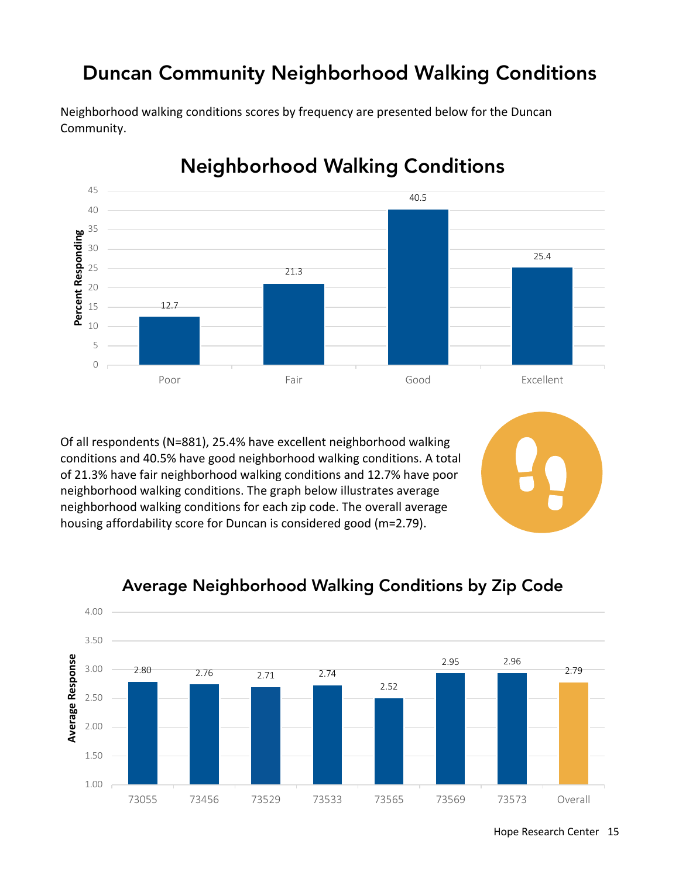# Duncan Community Neighborhood Walking Conditions

Neighborhood walking conditions scores by frequency are presented below for the Duncan Community.

## Neighborhood Walking Conditions

| | Poor | Fair | Good | Excellent |
|---|---|---|---|---|
| Percent Responding | 12.7 | 21.3 | 40.5 | 25.4 |

Of all respondents (N=881), 25.4% have excellent neighborhood walking conditions and 40.5% have good neighborhood walking conditions. A total of 21.3% have fair neighborhood walking conditions and 12.7% have poor neighborhood walking conditions. The graph below illustrates average neighborhood walking conditions for each zip code. The overall average housing affordability score for Duncan is considered good (m=2.79).

## Average Neighborhood Walking Conditions by Zip Code

| | 73055 | 73456 | 73529 | 73533 | 73565 | 73569 | 73573 | Overall |
|---|---|---|---|---|---|---|---|---|
| Average Response | 2.80 | 2.76 | 2.71 | 2.74 | 2.52 | 2.95 | 2.96 | 2.79 |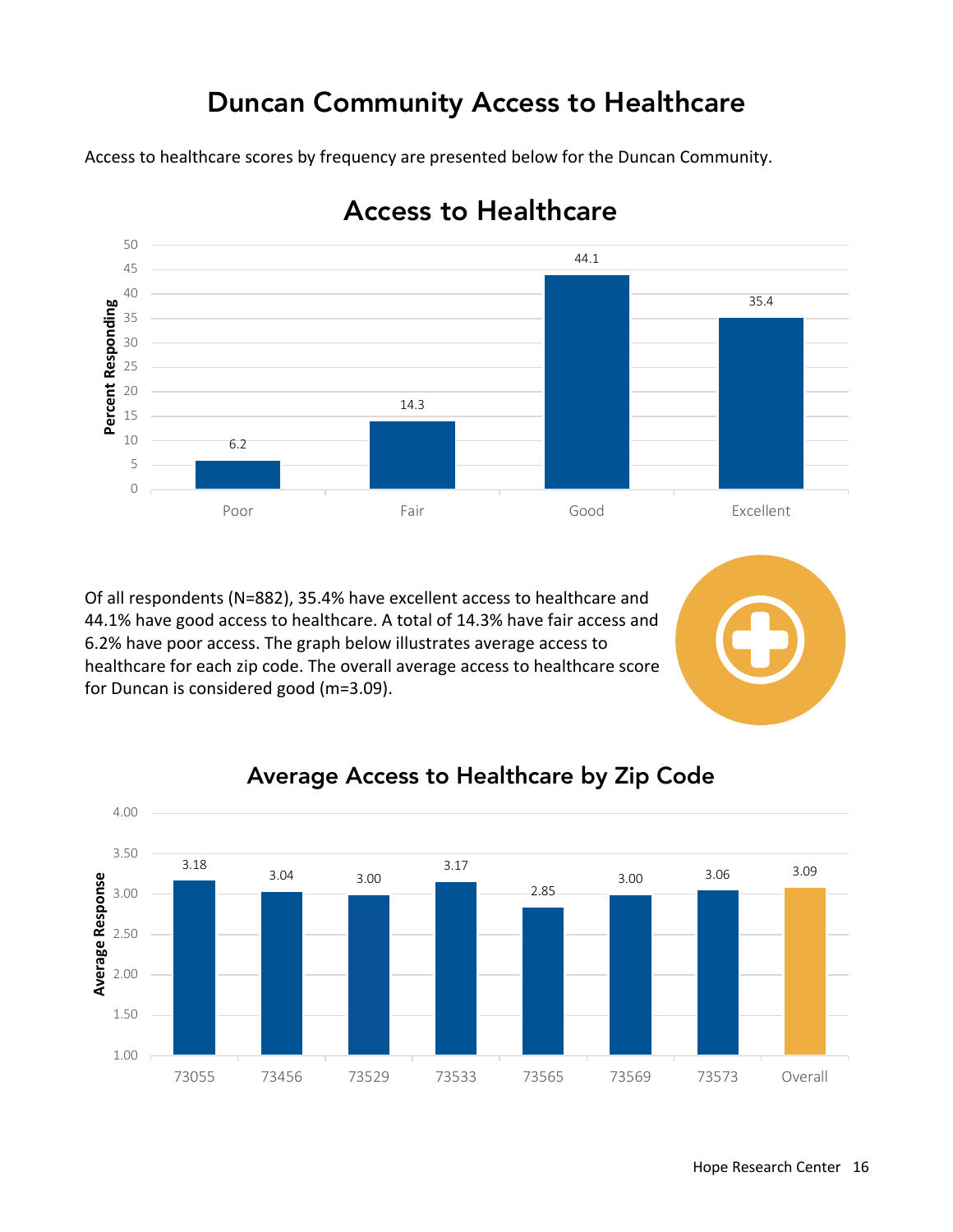# Duncan Community Access to Healthcare

Access to healthcare scores by frequency are presented below for the Duncan Community.

## Access to Healthcare

| | Percent Responding |
|---|---|
| Poor | 6.2 |
| Fair | 14.3 |
| Good | 44.1 |
| Excellent | 35.4 |

Of all respondents (N=882), 35.4% have excellent access to healthcare and 44.1% have good access to healthcare. A total of 14.3% have fair access and 6.2% have poor access. The graph below illustrates average access to healthcare for each zip code. The overall average access to healthcare score for Duncan is considered good (m=3.09).

## Average Access to Healthcare by Zip Code

| Zip Code | Average Response |
|---|---|
| 73055 | 3.18 |
| 73456 | 3.04 |
| 73529 | 3.00 |
| 73533 | 3.17 |
| 73565 | 2.85 |
| 73569 | 3.00 |
| 73573 | 3.06 |
| Overall | 3.09 |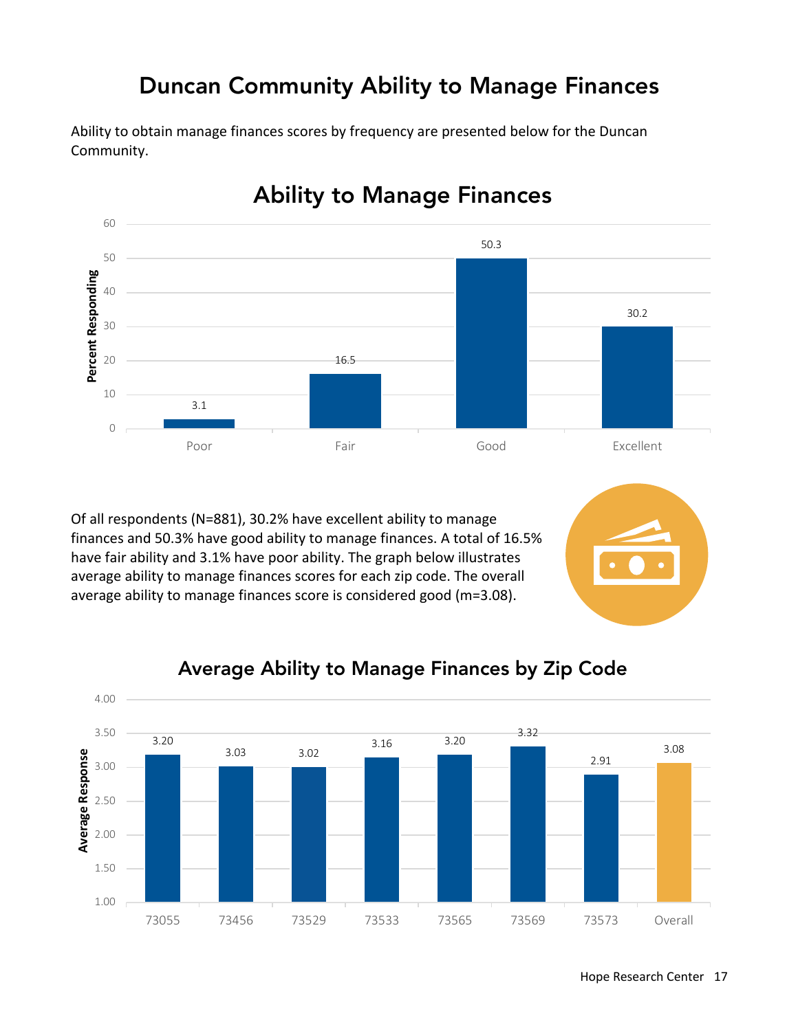# Duncan Community Ability to Manage Finances

Ability to obtain manage finances scores by frequency are presented below for the Duncan Community.

## Ability to Manage Finances

| | Poor | Fair | Good | Excellent |
|---|---|---|---|---|
| Percent Responding | 3.1 | 16.5 | 50.3 | 30.2 |

Of all respondents (N=881), 30.2% have excellent ability to manage finances and 50.3% have good ability to manage finances. A total of 16.5% have fair ability and 3.1% have poor ability. The graph below illustrates average ability to manage finances scores for each zip code. The overall average ability to manage finances score is considered good (m=3.08).

## Average Ability to Manage Finances by Zip Code

| | 73055 | 73456 | 73529 | 73533 | 73565 | 73569 | 73573 | Overall |
|---|---|---|---|---|---|---|---|---|
| Average Response | 3.20 | 3.03 | 3.02 | 3.16 | 3.20 | 3.32 | 2.91 | 3.08 |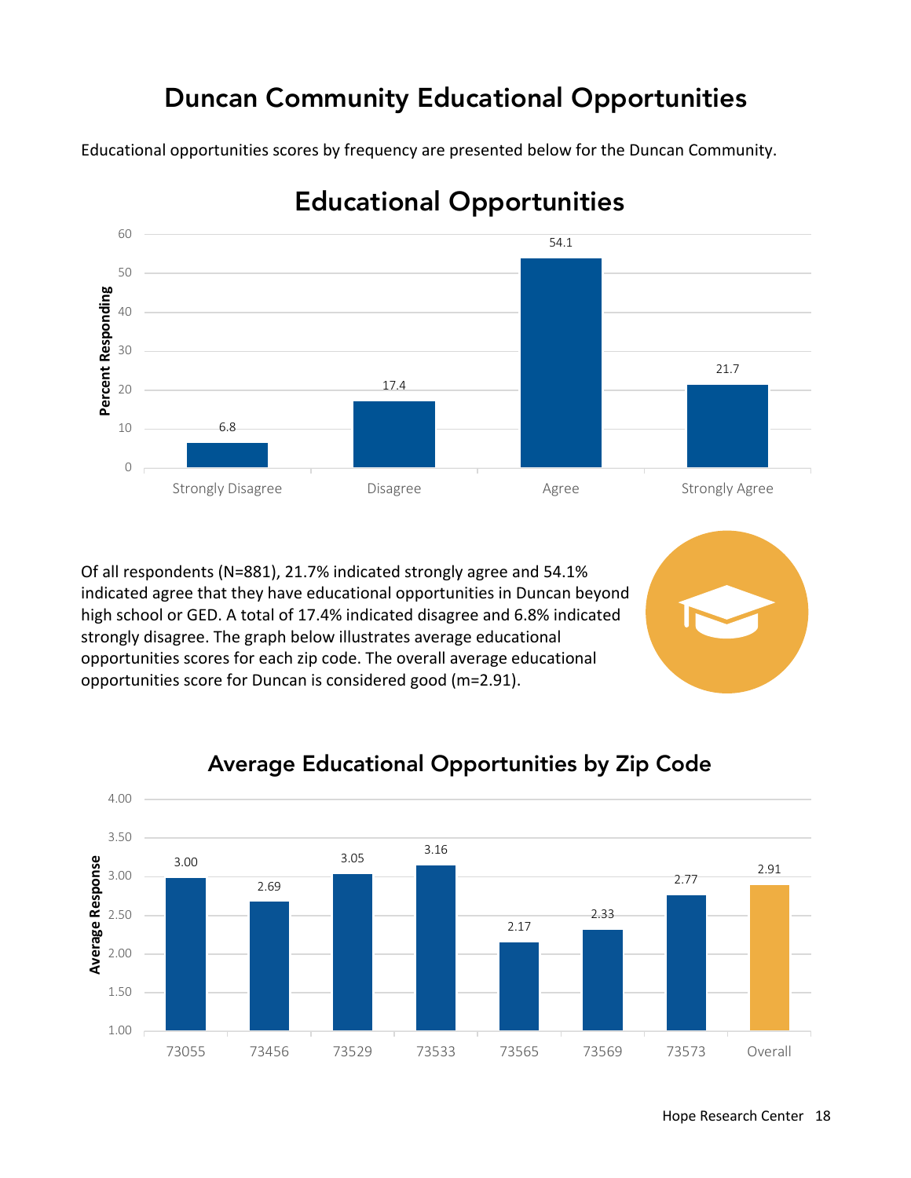# Duncan Community Educational Opportunities

Educational opportunities scores by frequency are presented below for the Duncan Community.

## Educational Opportunities

| Response | Percent Responding |
|---|---|
| Strongly Disagree | 6.8 |
| Disagree | 17.4 |
| Agree | 54.1 |
| Strongly Agree | 21.7 |

Of all respondents (N=881), 21.7% indicated strongly agree and 54.1% indicated agree that they have educational opportunities in Duncan beyond high school or GED. A total of 17.4% indicated disagree and 6.8% indicated strongly disagree. The graph below illustrates average educational opportunities scores for each zip code. The overall average educational opportunities score for Duncan is considered good (m=2.91).

## Average Educational Opportunities by Zip Code

| Zip Code | Average Response |
|---|---|
| 73055 | 3.00 |
| 73456 | 2.69 |
| 73529 | 3.05 |
| 73533 | 3.16 |
| 73565 | 2.17 |
| 73569 | 2.33 |
| 73573 | 2.77 |
| Overall | 2.91 |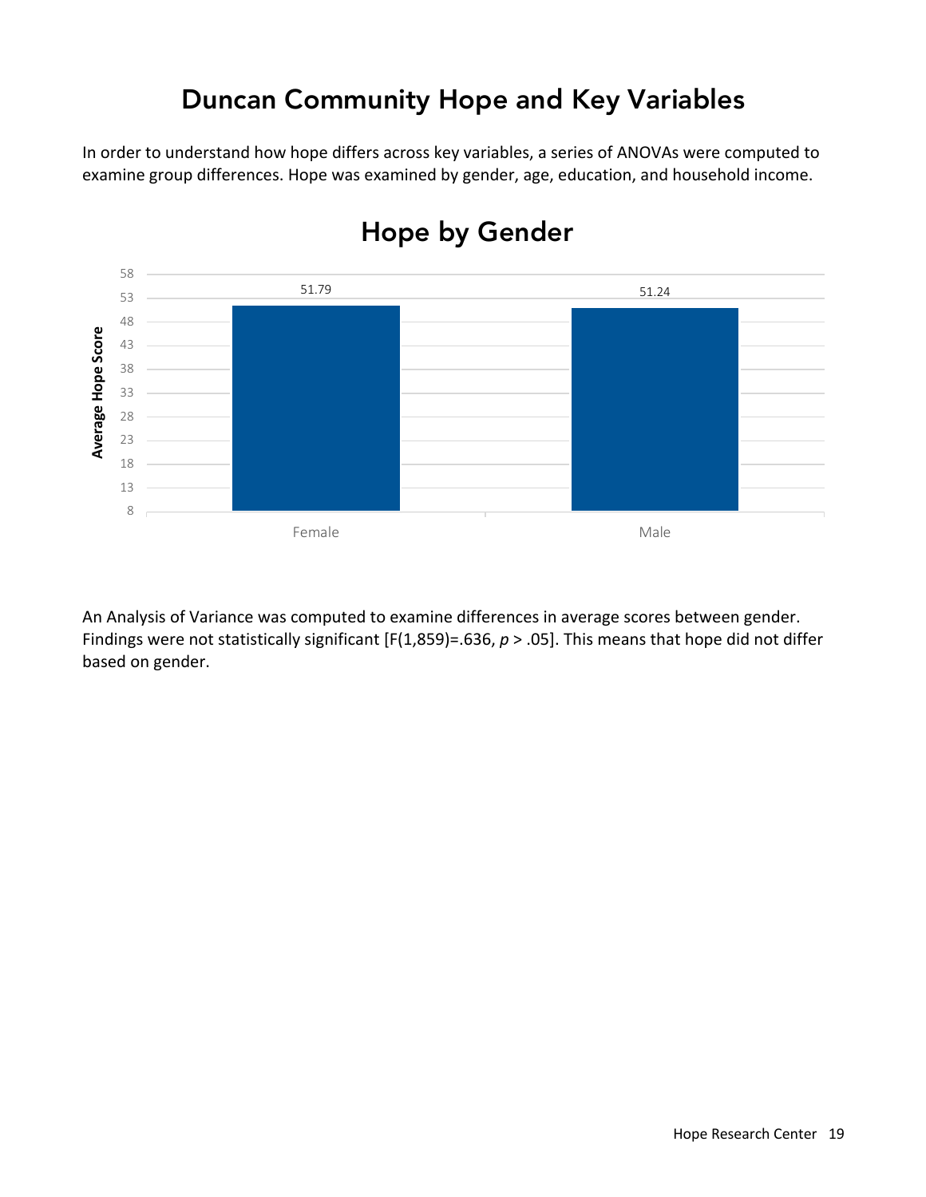# Duncan Community Hope and Key Variables

In order to understand how hope differs across key variables, a series of ANOVAs were computed to examine group differences. Hope was examined by gender, age, education, and household income.

## Hope by Gender

| Gender | Average Hope Score |
|---|---|
| Female | 51.79 |
| Male | 51.24 |

An Analysis of Variance was computed to examine differences in average scores between gender. Findings were not statistically significant [$F(1,859)=.636$, $p > .05$]. This means that hope did not differ based on gender.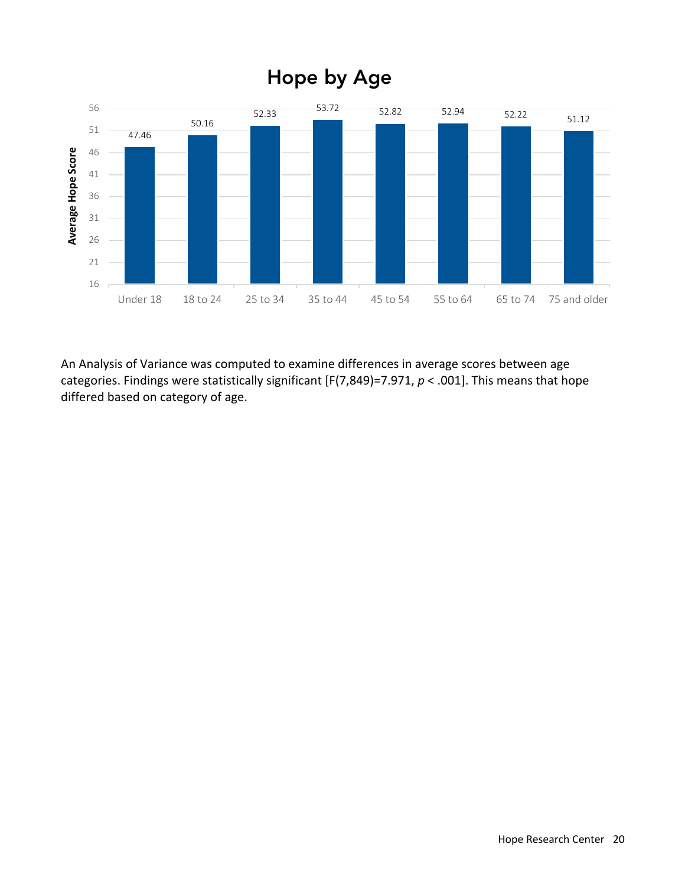## Hope by Age

| Age | Average Hope Score |
|---|---|
| Under 18 | 47.46 |
| 18 to 24 | 50.16 |
| 25 to 34 | 52.33 |
| 35 to 44 | 53.72 |
| 45 to 54 | 52.82 |
| 55 to 64 | 52.94 |
| 65 to 74 | 52.22 |
| 75 and older | 51.12 |

An Analysis of Variance was computed to examine differences in average scores between age categories. Findings were statistically significant [$F(7,849)=7.971$, $p < .001$]. This means that hope differed based on category of age.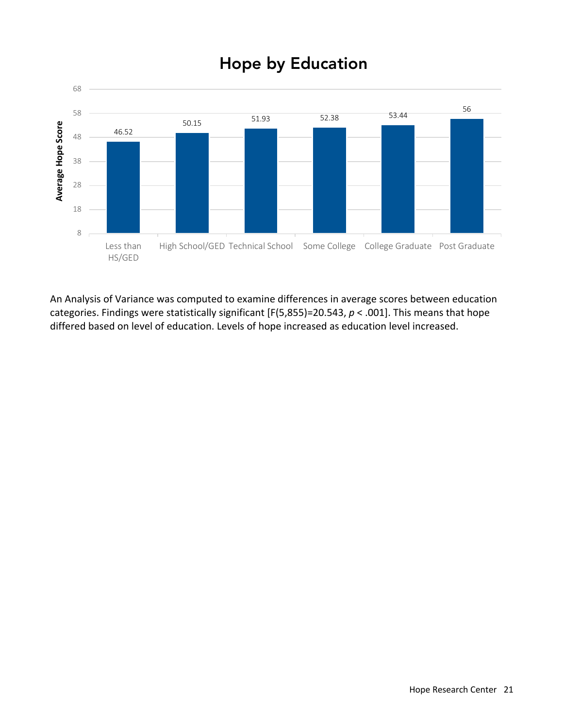## Hope by Education

| Education | Average Hope Score |
|---|---|
| Less than HS/GED | 46.52 |
| High School/GED | 50.15 |
| Technical School | 51.93 |
| Some College | 52.38 |
| College Graduate | 53.44 |
| Post Graduate | 56 |

An Analysis of Variance was computed to examine differences in average scores between education categories. Findings were statistically significant [$F(5,855)=20.543$, $p < .001$]. This means that hope differed based on level of education. Levels of hope increased as education level increased.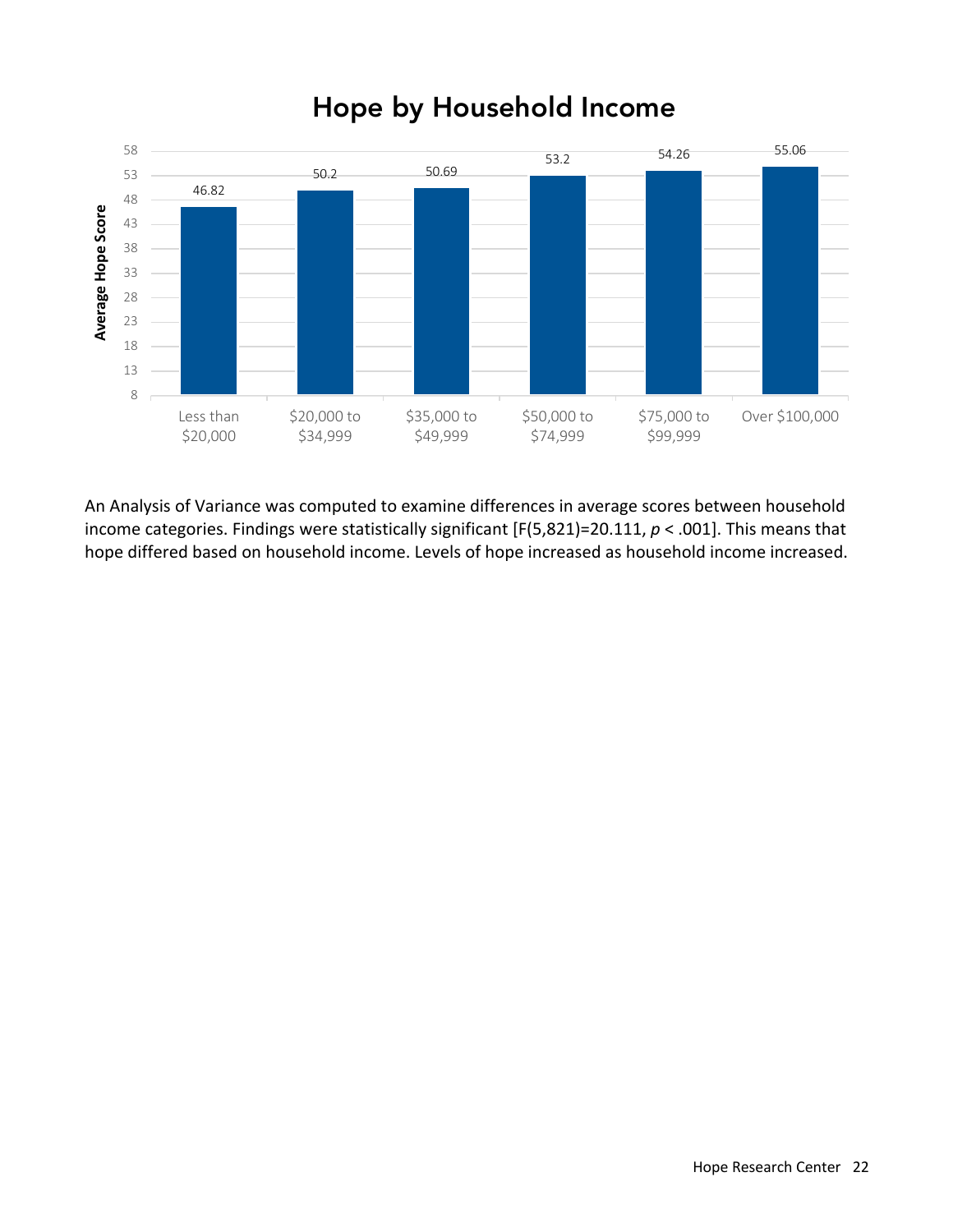## Hope by Household Income

| Household Income | Average Hope Score |
|---|---|
| Less than $20,000 | 46.82 |
| $20,000 to $34,999 | 50.2 |
| $35,000 to $49,999 | 50.69 |
| $50,000 to $74,999 | 53.2 |
| $75,000 to $99,999 | 54.26 |
| Over $100,000 | 55.06 |

An Analysis of Variance was computed to examine differences in average scores between household income categories. Findings were statistically significant [$F(5,821)=20.111$, $p < .001$]. This means that hope differed based on household income. Levels of hope increased as household income increased.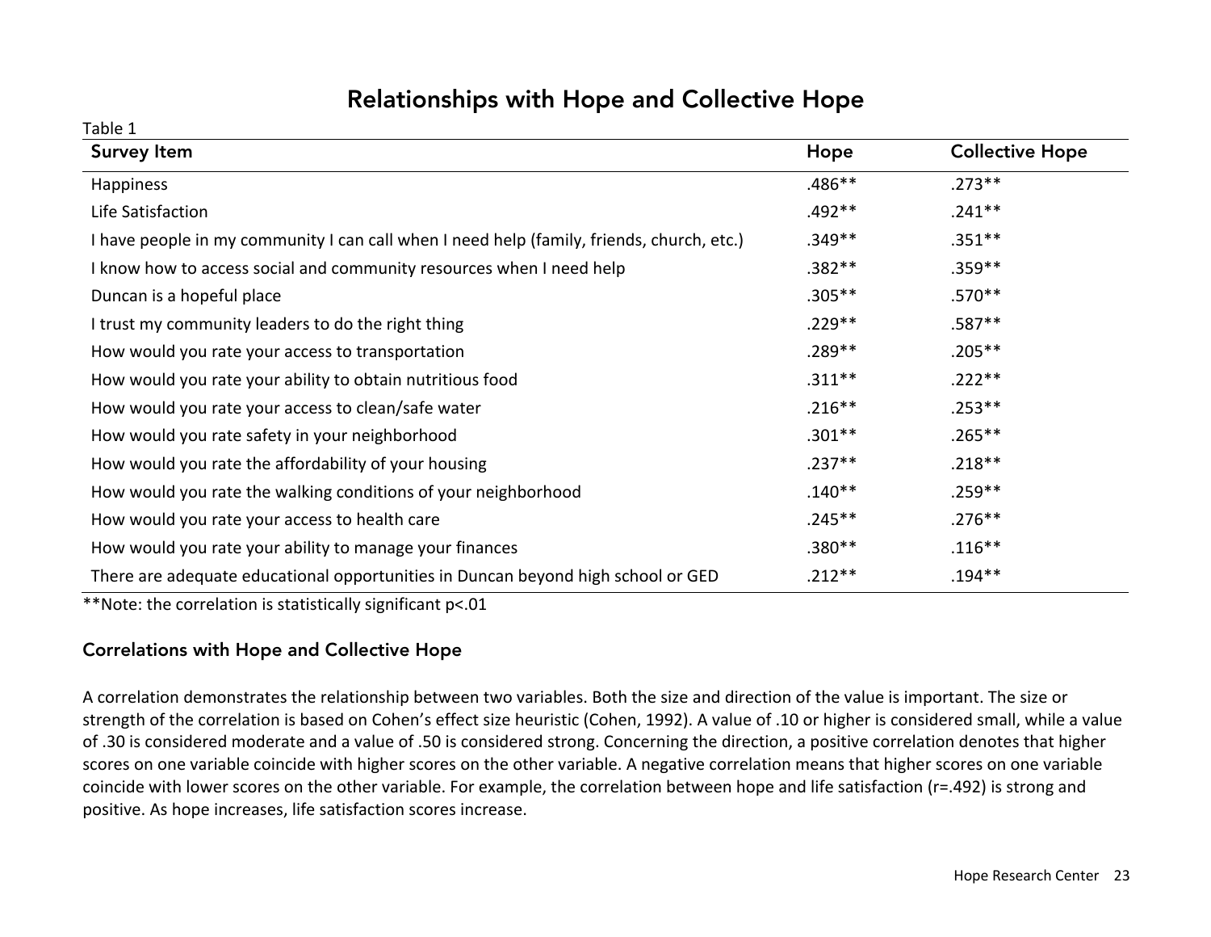# Relationships with Hope and Collective Hope

Table 1

| Survey Item | Hope | Collective Hope |
|---|---|---|
| Happiness | .486** | .273** |
| Life Satisfaction | .492** | .241** |
| I have people in my community I can call when I need help (family, friends, church, etc.) | .349** | .351** |
| I know how to access social and community resources when I need help | .382** | .359** |
| Duncan is a hopeful place | .305** | .570** |
| I trust my community leaders to do the right thing | .229** | .587** |
| How would you rate your access to transportation | .289** | .205** |
| How would you rate your ability to obtain nutritious food | .311** | .222** |
| How would you rate your access to clean/safe water | .216** | .253** |
| How would you rate safety in your neighborhood | .301** | .265** |
| How would you rate the affordability of your housing | .237** | .218** |
| How would you rate the walking conditions of your neighborhood | .140** | .259** |
| How would you rate your access to health care | .245** | .276** |
| How would you rate your ability to manage your finances | .380** | .116** |
| There are adequate educational opportunities in Duncan beyond high school or GED | .212** | .194** |

**Note: the correlation is statistically significant $p<.01$

### Correlations with Hope and Collective Hope

A correlation demonstrates the relationship between two variables. Both the size and direction of the value is important. The size or strength of the correlation is based on Cohen's effect size heuristic (Cohen, 1992). A value of .10 or higher is considered small, while a value of .30 is considered moderate and a value of .50 is considered strong. Concerning the direction, a positive correlation denotes that higher scores on one variable coincide with higher scores on the other variable. A negative correlation means that higher scores on one variable coincide with lower scores on the other variable. For example, the correlation between hope and life satisfaction ($r=.492$) is strong and positive. As hope increases, life satisfaction scores increase.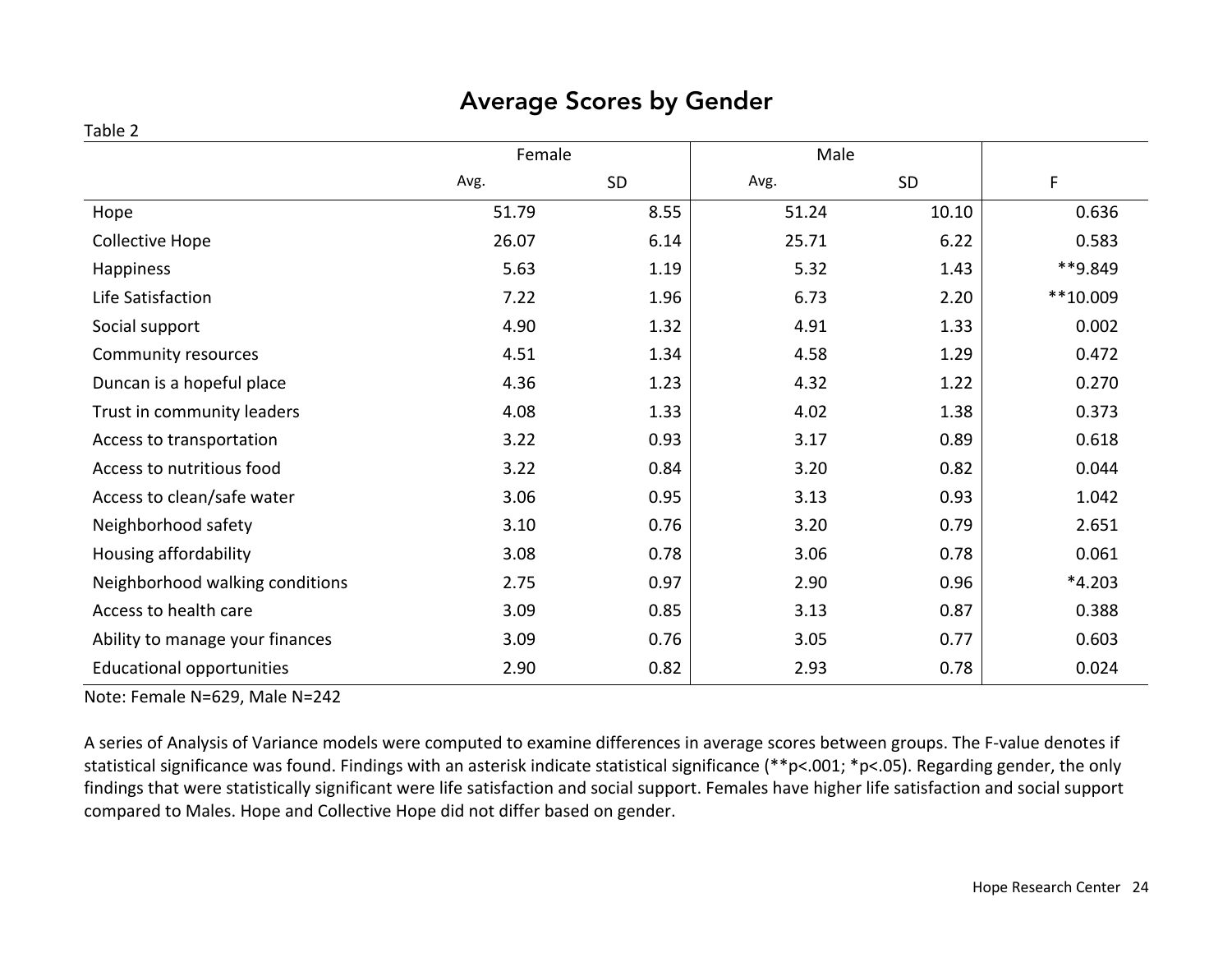# Average Scores by Gender

Table 2

| | Female | | Male | | |
|---|---|---|---|---|---|
| | Avg. | SD | Avg. | SD | F |
| Hope | 51.79 | 8.55 | 51.24 | 10.10 | 0.636 |
| Collective Hope | 26.07 | 6.14 | 25.71 | 6.22 | 0.583 |
| Happiness | 5.63 | 1.19 | 5.32 | 1.43 | **9.849 |
| Life Satisfaction | 7.22 | 1.96 | 6.73 | 2.20 | **10.009 |
| Social support | 4.90 | 1.32 | 4.91 | 1.33 | 0.002 |
| Community resources | 4.51 | 1.34 | 4.58 | 1.29 | 0.472 |
| Duncan is a hopeful place | 4.36 | 1.23 | 4.32 | 1.22 | 0.270 |
| Trust in community leaders | 4.08 | 1.33 | 4.02 | 1.38 | 0.373 |
| Access to transportation | 3.22 | 0.93 | 3.17 | 0.89 | 0.618 |
| Access to nutritious food | 3.22 | 0.84 | 3.20 | 0.82 | 0.044 |
| Access to clean/safe water | 3.06 | 0.95 | 3.13 | 0.93 | 1.042 |
| Neighborhood safety | 3.10 | 0.76 | 3.20 | 0.79 | 2.651 |
| Housing affordability | 3.08 | 0.78 | 3.06 | 0.78 | 0.061 |
| Neighborhood walking conditions | 2.75 | 0.97 | 2.90 | 0.96 | *4.203 |
| Access to health care | 3.09 | 0.85 | 3.13 | 0.87 | 0.388 |
| Ability to manage your finances | 3.09 | 0.76 | 3.05 | 0.77 | 0.603 |
| Educational opportunities | 2.90 | 0.82 | 2.93 | 0.78 | 0.024 |

Note: Female N=629, Male N=242

A series of Analysis of Variance models were computed to examine differences in average scores between groups. The F-value denotes if statistical significance was found. Findings with an asterisk indicate statistical significance (**$p<.001$; *$p<.05$). Regarding gender, the only findings that were statistically significant were life satisfaction and social support. Females have higher life satisfaction and social support compared to Males. Hope and Collective Hope did not differ based on gender.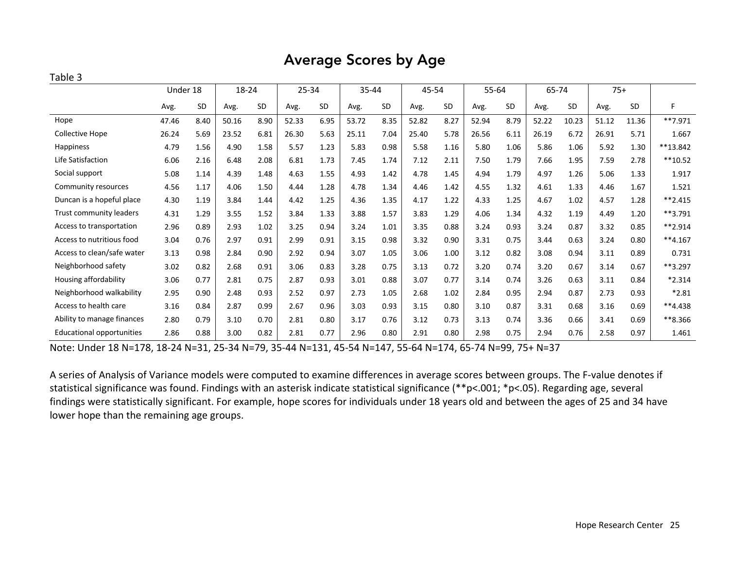# Average Scores by Age

Table 3

| | Under 18 | | 18-24 | | 25-34 | | 35-44 | | 45-54 | | 55-64 | | 65-74 | | 75+ | | |
|---|---|---|---|---|---|---|---|---|---|---|---|---|---|---|---|---|---|
| | Avg. | SD | Avg. | SD | Avg. | SD | Avg. | SD | Avg. | SD | Avg. | SD | Avg. | SD | Avg. | SD | F |
| Hope | 47.46 | 8.40 | 50.16 | 8.90 | 52.33 | 6.95 | 53.72 | 8.35 | 52.82 | 8.27 | 52.94 | 8.79 | 52.22 | 10.23 | 51.12 | 11.36 | **7.971 |
| Collective Hope | 26.24 | 5.69 | 23.52 | 6.81 | 26.30 | 5.63 | 25.11 | 7.04 | 25.40 | 5.78 | 26.56 | 6.11 | 26.19 | 6.72 | 26.91 | 5.71 | 1.667 |
| Happiness | 4.79 | 1.56 | 4.90 | 1.58 | 5.57 | 1.23 | 5.83 | 0.98 | 5.58 | 1.16 | 5.80 | 1.06 | 5.86 | 1.06 | 5.92 | 1.30 | **13.842 |
| Life Satisfaction | 6.06 | 2.16 | 6.48 | 2.08 | 6.81 | 1.73 | 7.45 | 1.74 | 7.12 | 2.11 | 7.50 | 1.79 | 7.66 | 1.95 | 7.59 | 2.78 | **10.52 |
| Social support | 5.08 | 1.14 | 4.39 | 1.48 | 4.63 | 1.55 | 4.93 | 1.42 | 4.78 | 1.45 | 4.94 | 1.79 | 4.97 | 1.26 | 5.06 | 1.33 | 1.917 |
| Community resources | 4.56 | 1.17 | 4.06 | 1.50 | 4.44 | 1.28 | 4.78 | 1.34 | 4.46 | 1.42 | 4.55 | 1.32 | 4.61 | 1.33 | 4.46 | 1.67 | 1.521 |
| Duncan is a hopeful place | 4.30 | 1.19 | 3.84 | 1.44 | 4.42 | 1.25 | 4.36 | 1.35 | 4.17 | 1.22 | 4.33 | 1.25 | 4.67 | 1.02 | 4.57 | 1.28 | **2.415 |
| Trust community leaders | 4.31 | 1.29 | 3.55 | 1.52 | 3.84 | 1.33 | 3.88 | 1.57 | 3.83 | 1.29 | 4.06 | 1.34 | 4.32 | 1.19 | 4.49 | 1.20 | **3.791 |
| Access to transportation | 2.96 | 0.89 | 2.93 | 1.02 | 3.25 | 0.94 | 3.24 | 1.01 | 3.35 | 0.88 | 3.24 | 0.93 | 3.24 | 0.87 | 3.32 | 0.85 | **2.914 |
| Access to nutritious food | 3.04 | 0.76 | 2.97 | 0.91 | 2.99 | 0.91 | 3.15 | 0.98 | 3.32 | 0.90 | 3.31 | 0.75 | 3.44 | 0.63 | 3.24 | 0.80 | **4.167 |
| Access to clean/safe water | 3.13 | 0.98 | 2.84 | 0.90 | 2.92 | 0.94 | 3.07 | 1.05 | 3.06 | 1.00 | 3.12 | 0.82 | 3.08 | 0.94 | 3.11 | 0.89 | 0.731 |
| Neighborhood safety | 3.02 | 0.82 | 2.68 | 0.91 | 3.06 | 0.83 | 3.28 | 0.75 | 3.13 | 0.72 | 3.20 | 0.74 | 3.20 | 0.67 | 3.14 | 0.67 | **3.297 |
| Housing affordability | 3.06 | 0.77 | 2.81 | 0.75 | 2.87 | 0.93 | 3.01 | 0.88 | 3.07 | 0.77 | 3.14 | 0.74 | 3.26 | 0.63 | 3.11 | 0.84 | *2.314 |
| Neighborhood walkability | 2.95 | 0.90 | 2.48 | 0.93 | 2.52 | 0.97 | 2.73 | 1.05 | 2.68 | 1.02 | 2.84 | 0.95 | 2.94 | 0.87 | 2.73 | 0.93 | *2.81 |
| Access to health care | 3.16 | 0.84 | 2.87 | 0.99 | 2.67 | 0.96 | 3.03 | 0.93 | 3.15 | 0.80 | 3.10 | 0.87 | 3.31 | 0.68 | 3.16 | 0.69 | **4.438 |
| Ability to manage finances | 2.80 | 0.79 | 3.10 | 0.70 | 2.81 | 0.80 | 3.17 | 0.76 | 3.12 | 0.73 | 3.13 | 0.74 | 3.36 | 0.66 | 3.41 | 0.69 | **8.366 |
| Educational opportunities | 2.86 | 0.88 | 3.00 | 0.82 | 2.81 | 0.77 | 2.96 | 0.80 | 2.91 | 0.80 | 2.98 | 0.75 | 2.94 | 0.76 | 2.58 | 0.97 | 1.461 |

Note: Under 18 N=178, 18-24 N=31, 25-34 N=79, 35-44 N=131, 45-54 N=147, 55-64 N=174, 65-74 N=99, 75+ N=37

A series of Analysis of Variance models were computed to examine differences in average scores between groups. The F-value denotes if statistical significance was found. Findings with an asterisk indicate statistical significance (**p<.001; *p<.05). Regarding age, several findings were statistically significant. For example, hope scores for individuals under 18 years old and between the ages of 25 and 34 have lower hope than the remaining age groups.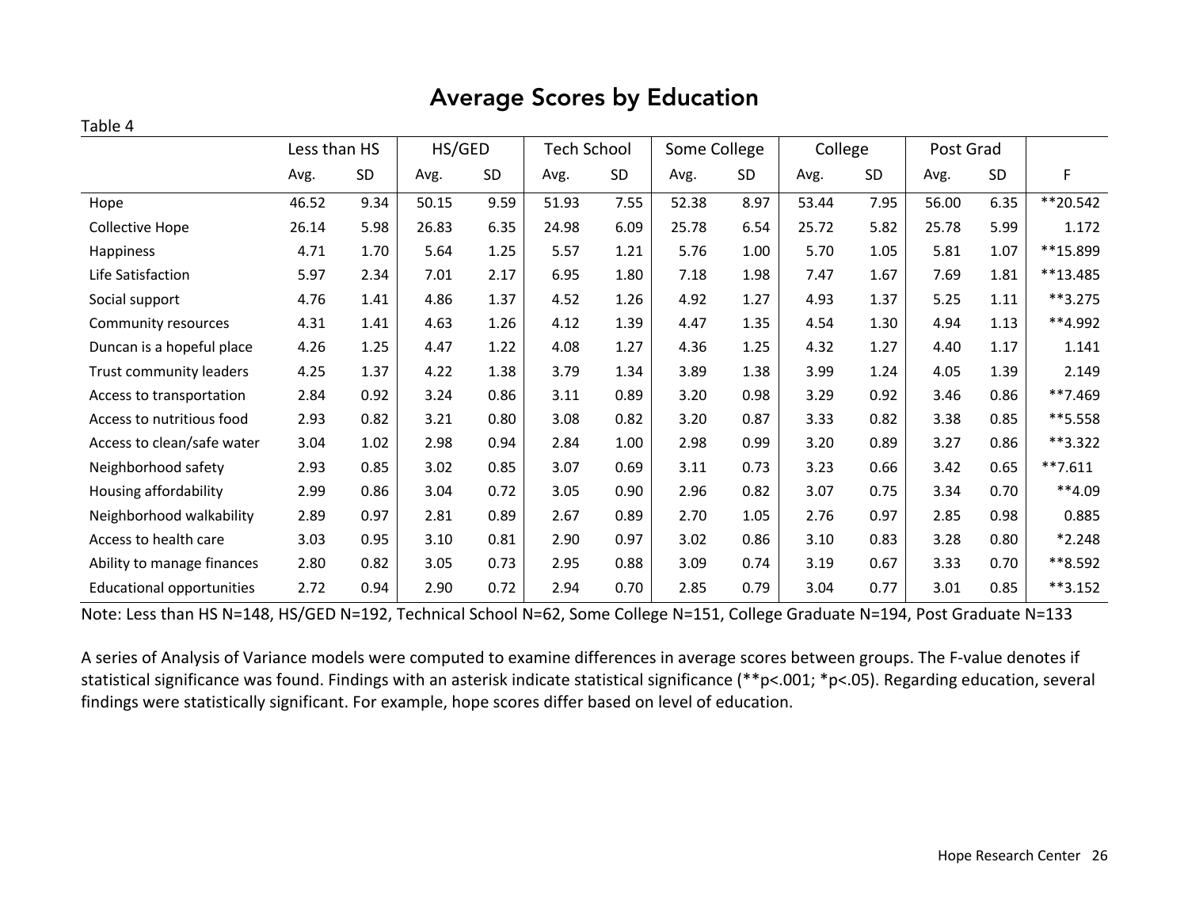## Average Scores by Education

Table 4

| | Less than HS | | HS/GED | | Tech School | | Some College | | College | | Post Grad | | |
|---|---|---|---|---|---|---|---|---|---|---|---|---|---|
| | Avg. | SD | Avg. | SD | Avg. | SD | Avg. | SD | Avg. | SD | Avg. | SD | F |
| Hope | 46.52 | 9.34 | 50.15 | 9.59 | 51.93 | 7.55 | 52.38 | 8.97 | 53.44 | 7.95 | 56.00 | 6.35 | **20.542 |
| Collective Hope | 26.14 | 5.98 | 26.83 | 6.35 | 24.98 | 6.09 | 25.78 | 6.54 | 25.72 | 5.82 | 25.78 | 5.99 | 1.172 |
| Happiness | 4.71 | 1.70 | 5.64 | 1.25 | 5.57 | 1.21 | 5.76 | 1.00 | 5.70 | 1.05 | 5.81 | 1.07 | **15.899 |
| Life Satisfaction | 5.97 | 2.34 | 7.01 | 2.17 | 6.95 | 1.80 | 7.18 | 1.98 | 7.47 | 1.67 | 7.69 | 1.81 | **13.485 |
| Social support | 4.76 | 1.41 | 4.86 | 1.37 | 4.52 | 1.26 | 4.92 | 1.27 | 4.93 | 1.37 | 5.25 | 1.11 | **3.275 |
| Community resources | 4.31 | 1.41 | 4.63 | 1.26 | 4.12 | 1.39 | 4.47 | 1.35 | 4.54 | 1.30 | 4.94 | 1.13 | **4.992 |
| Duncan is a hopeful place | 4.26 | 1.25 | 4.47 | 1.22 | 4.08 | 1.27 | 4.36 | 1.25 | 4.32 | 1.27 | 4.40 | 1.17 | 1.141 |
| Trust community leaders | 4.25 | 1.37 | 4.22 | 1.38 | 3.79 | 1.34 | 3.89 | 1.38 | 3.99 | 1.24 | 4.05 | 1.39 | 2.149 |
| Access to transportation | 2.84 | 0.92 | 3.24 | 0.86 | 3.11 | 0.89 | 3.20 | 0.98 | 3.29 | 0.92 | 3.46 | 0.86 | **7.469 |
| Access to nutritious food | 2.93 | 0.82 | 3.21 | 0.80 | 3.08 | 0.82 | 3.20 | 0.87 | 3.33 | 0.82 | 3.38 | 0.85 | **5.558 |
| Access to clean/safe water | 3.04 | 1.02 | 2.98 | 0.94 | 2.84 | 1.00 | 2.98 | 0.99 | 3.20 | 0.89 | 3.27 | 0.86 | **3.322 |
| Neighborhood safety | 2.93 | 0.85 | 3.02 | 0.85 | 3.07 | 0.69 | 3.11 | 0.73 | 3.23 | 0.66 | 3.42 | 0.65 | **7.611 |
| Housing affordability | 2.99 | 0.86 | 3.04 | 0.72 | 3.05 | 0.90 | 2.96 | 0.82 | 3.07 | 0.75 | 3.34 | 0.70 | **4.09 |
| Neighborhood walkability | 2.89 | 0.97 | 2.81 | 0.89 | 2.67 | 0.89 | 2.70 | 1.05 | 2.76 | 0.97 | 2.85 | 0.98 | 0.885 |
| Access to health care | 3.03 | 0.95 | 3.10 | 0.81 | 2.90 | 0.97 | 3.02 | 0.86 | 3.10 | 0.83 | 3.28 | 0.80 | *2.248 |
| Ability to manage finances | 2.80 | 0.82 | 3.05 | 0.73 | 2.95 | 0.88 | 3.09 | 0.74 | 3.19 | 0.67 | 3.33 | 0.70 | **8.592 |
| Educational opportunities | 2.72 | 0.94 | 2.90 | 0.72 | 2.94 | 0.70 | 2.85 | 0.79 | 3.04 | 0.77 | 3.01 | 0.85 | **3.152 |

Note: Less than HS N=148, HS/GED N=192, Technical School N=62, Some College N=151, College Graduate N=194, Post Graduate N=133

A series of Analysis of Variance models were computed to examine differences in average scores between groups. The F-value denotes if statistical significance was found. Findings with an asterisk indicate statistical significance (**$p<.001$; *$p<.05$). Regarding education, several findings were statistically significant. For example, hope scores differ based on level of education.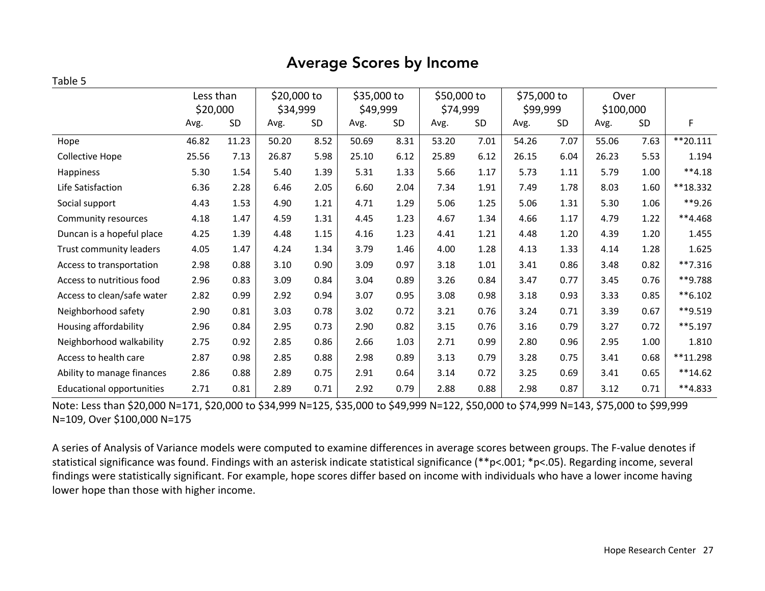# Average Scores by Income

Table 5

| | Less than $20,000 | | $20,000 to $34,999 | | $35,000 to $49,999 | | $50,000 to $74,999 | | $75,000 to $99,999 | | Over $100,000 | | |
|---|---|---|---|---|---|---|---|---|---|---|---|---|---|
| | Avg. | SD | Avg. | SD | Avg. | SD | Avg. | SD | Avg. | SD | Avg. | SD | F |
| Hope | 46.82 | 11.23 | 50.20 | 8.52 | 50.69 | 8.31 | 53.20 | 7.01 | 54.26 | 7.07 | 55.06 | 7.63 | **20.111 |
| Collective Hope | 25.56 | 7.13 | 26.87 | 5.98 | 25.10 | 6.12 | 25.89 | 6.12 | 26.15 | 6.04 | 26.23 | 5.53 | 1.194 |
| Happiness | 5.30 | 1.54 | 5.40 | 1.39 | 5.31 | 1.33 | 5.66 | 1.17 | 5.73 | 1.11 | 5.79 | 1.00 | **4.18 |
| Life Satisfaction | 6.36 | 2.28 | 6.46 | 2.05 | 6.60 | 2.04 | 7.34 | 1.91 | 7.49 | 1.78 | 8.03 | 1.60 | **18.332 |
| Social support | 4.43 | 1.53 | 4.90 | 1.21 | 4.71 | 1.29 | 5.06 | 1.25 | 5.06 | 1.31 | 5.30 | 1.06 | **9.26 |
| Community resources | 4.18 | 1.47 | 4.59 | 1.31 | 4.45 | 1.23 | 4.67 | 1.34 | 4.66 | 1.17 | 4.79 | 1.22 | **4.468 |
| Duncan is a hopeful place | 4.25 | 1.39 | 4.48 | 1.15 | 4.16 | 1.23 | 4.41 | 1.21 | 4.48 | 1.20 | 4.39 | 1.20 | 1.455 |
| Trust community leaders | 4.05 | 1.47 | 4.24 | 1.34 | 3.79 | 1.46 | 4.00 | 1.28 | 4.13 | 1.33 | 4.14 | 1.28 | 1.625 |
| Access to transportation | 2.98 | 0.88 | 3.10 | 0.90 | 3.09 | 0.97 | 3.18 | 1.01 | 3.41 | 0.86 | 3.48 | 0.82 | **7.316 |
| Access to nutritious food | 2.96 | 0.83 | 3.09 | 0.84 | 3.04 | 0.89 | 3.26 | 0.84 | 3.47 | 0.77 | 3.45 | 0.76 | **9.788 |
| Access to clean/safe water | 2.82 | 0.99 | 2.92 | 0.94 | 3.07 | 0.95 | 3.08 | 0.98 | 3.18 | 0.93 | 3.33 | 0.85 | **6.102 |
| Neighborhood safety | 2.90 | 0.81 | 3.03 | 0.78 | 3.02 | 0.72 | 3.21 | 0.76 | 3.24 | 0.71 | 3.39 | 0.67 | **9.519 |
| Housing affordability | 2.96 | 0.84 | 2.95 | 0.73 | 2.90 | 0.82 | 3.15 | 0.76 | 3.16 | 0.79 | 3.27 | 0.72 | **5.197 |
| Neighborhood walkability | 2.75 | 0.92 | 2.85 | 0.86 | 2.66 | 1.03 | 2.71 | 0.99 | 2.80 | 0.96 | 2.95 | 1.00 | 1.810 |
| Access to health care | 2.87 | 0.98 | 2.85 | 0.88 | 2.98 | 0.89 | 3.13 | 0.79 | 3.28 | 0.75 | 3.41 | 0.68 | **11.298 |
| Ability to manage finances | 2.86 | 0.88 | 2.89 | 0.75 | 2.91 | 0.64 | 3.14 | 0.72 | 3.25 | 0.69 | 3.41 | 0.65 | **14.62 |
| Educational opportunities | 2.71 | 0.81 | 2.89 | 0.71 | 2.92 | 0.79 | 2.88 | 0.88 | 2.98 | 0.87 | 3.12 | 0.71 | **4.833 |

Note: Less than $20,000 N=171, $20,000 to $34,999 N=125, $35,000 to $49,999 N=122, $50,000 to $74,999 N=143, $75,000 to $99,999 N=109, Over $100,000 N=175

A series of Analysis of Variance models were computed to examine differences in average scores between groups. The F-value denotes if statistical significance was found. Findings with an asterisk indicate statistical significance (**p<.001; *p<.05). Regarding income, several findings were statistically significant. For example, hope scores differ based on income with individuals who have a lower income having lower hope than those with higher income.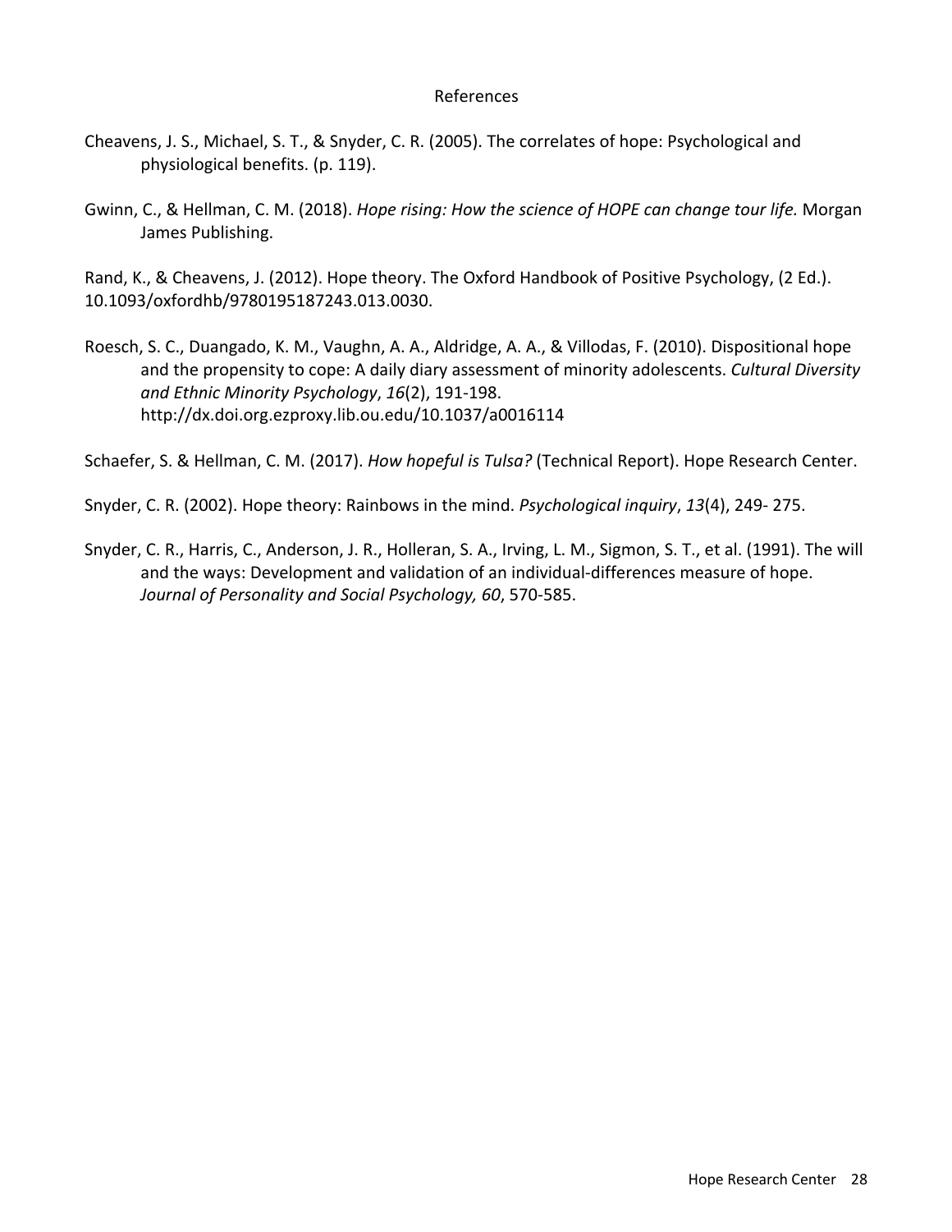## References

Cheavens, J. S., Michael, S. T., & Snyder, C. R. (2005). The correlates of hope: Psychological and physiological benefits. (p. 119).

Gwinn, C., & Hellman, C. M. (2018). *Hope rising: How the science of HOPE can change tour life.* Morgan James Publishing.

Rand, K., & Cheavens, J. (2012). Hope theory. The Oxford Handbook of Positive Psychology, (2 Ed.). 10.1093/oxfordhb/9780195187243.013.0030.

Roesch, S. C., Duangado, K. M., Vaughn, A. A., Aldridge, A. A., & Villodas, F. (2010). Dispositional hope and the propensity to cope: A daily diary assessment of minority adolescents. *Cultural Diversity and Ethnic Minority Psychology*, *16*(2), 191-198. http://dx.doi.org.ezproxy.lib.ou.edu/10.1037/a0016114

Schaefer, S. & Hellman, C. M. (2017). *How hopeful is Tulsa?* (Technical Report). Hope Research Center.

Snyder, C. R. (2002). Hope theory: Rainbows in the mind. *Psychological inquiry*, *13*(4), 249- 275.

Snyder, C. R., Harris, C., Anderson, J. R., Holleran, S. A., Irving, L. M., Sigmon, S. T., et al. (1991). The will and the ways: Development and validation of an individual-differences measure of hope. *Journal of Personality and Social Psychology, 60*, 570-585.